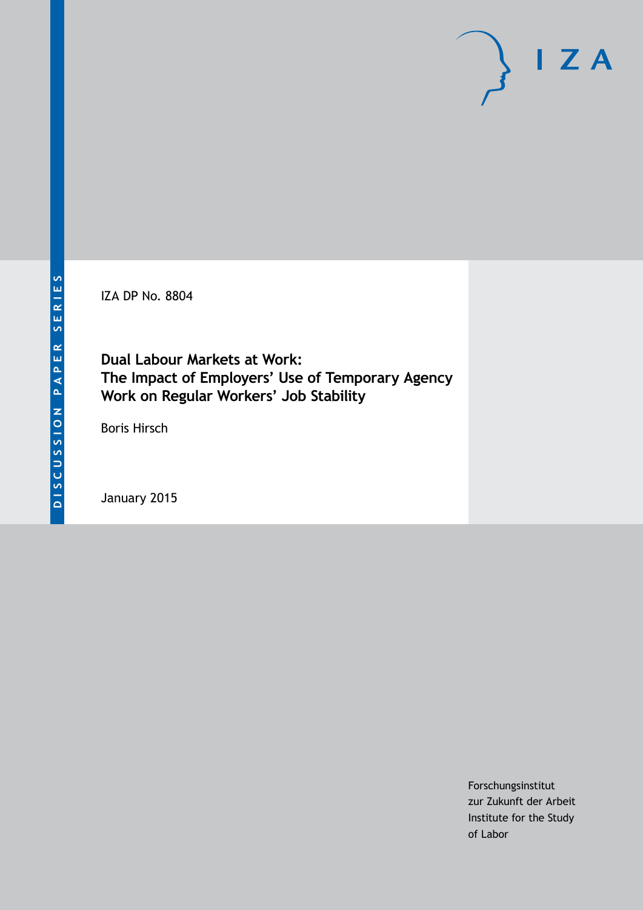DISCUSSION PAPER SERIES

IZA DP No. 8804

# Dual Labour Markets at Work: The Impact of Employers' Use of Temporary Agency Work on Regular Workers' Job Stability

Boris Hirsch

January 2015

Forschungsinstitut
zur Zukunft der Arbeit
Institute for the Study
of Labor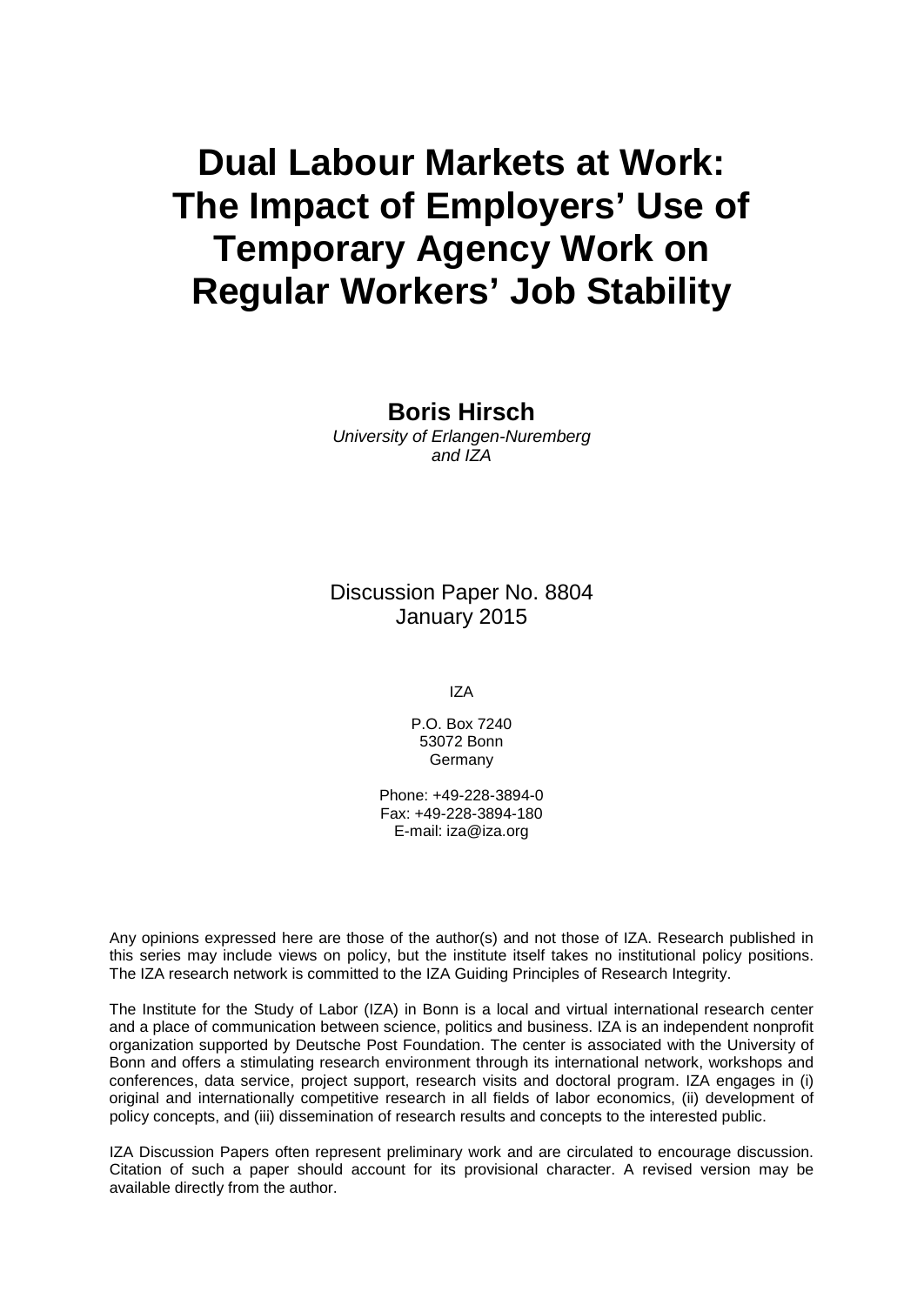# Dual Labour Markets at Work: The Impact of Employers' Use of Temporary Agency Work on Regular Workers' Job Stability

**Boris Hirsch**
*University of Erlangen-Nuremberg and IZA*

Discussion Paper No. 8804
January 2015

IZA

P.O. Box 7240
53072 Bonn
Germany

Phone: +49-228-3894-0
Fax: +49-228-3894-180
E-mail: iza@iza.org

Any opinions expressed here are those of the author(s) and not those of IZA. Research published in this series may include views on policy, but the institute itself takes no institutional policy positions. The IZA research network is committed to the IZA Guiding Principles of Research Integrity.

The Institute for the Study of Labor (IZA) in Bonn is a local and virtual international research center and a place of communication between science, politics and business. IZA is an independent nonprofit organization supported by Deutsche Post Foundation. The center is associated with the University of Bonn and offers a stimulating research environment through its international network, workshops and conferences, data service, project support, research visits and doctoral program. IZA engages in (i) original and internationally competitive research in all fields of labor economics, (ii) development of policy concepts, and (iii) dissemination of research results and concepts to the interested public.

IZA Discussion Papers often represent preliminary work and are circulated to encourage discussion. Citation of such a paper should account for its provisional character. A revised version may be available directly from the author.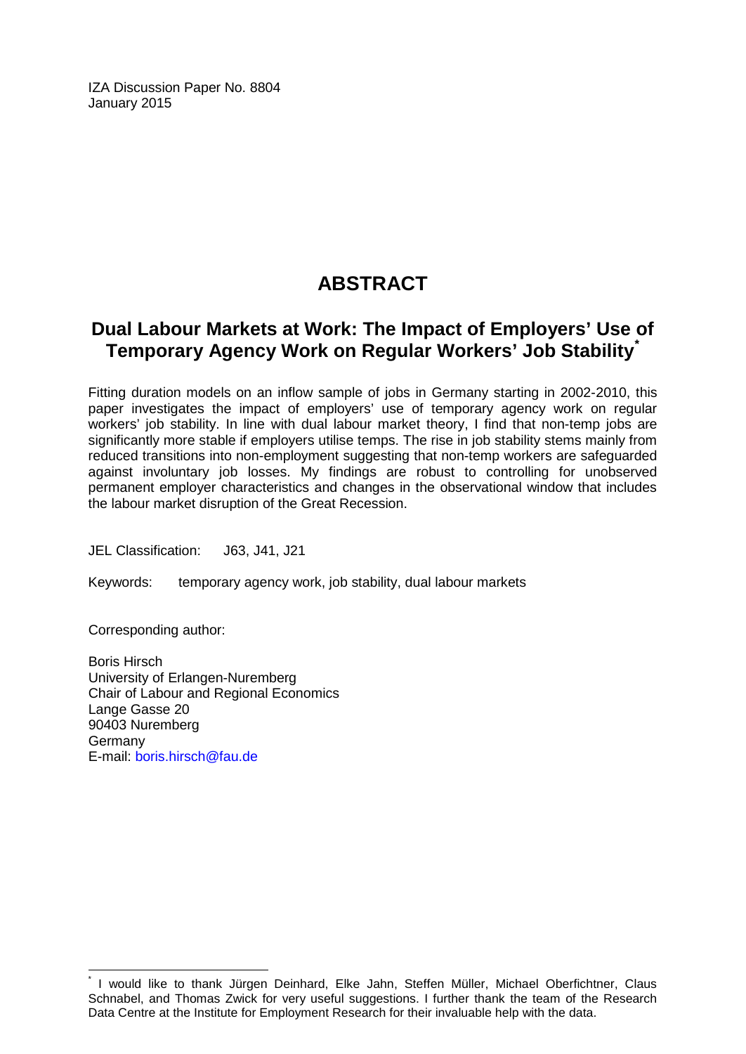IZA Discussion Paper No. 8804
January 2015

# ABSTRACT

## Dual Labour Markets at Work: The Impact of Employers' Use of Temporary Agency Work on Regular Workers' Job Stability[*]

Fitting duration models on an inflow sample of jobs in Germany starting in 2002-2010, this paper investigates the impact of employers' use of temporary agency work on regular workers' job stability. In line with dual labour market theory, I find that non-temp jobs are significantly more stable if employers utilise temps. The rise in job stability stems mainly from reduced transitions into non-employment suggesting that non-temp workers are safeguarded against involuntary job losses. My findings are robust to controlling for unobserved permanent employer characteristics and changes in the observational window that includes the labour market disruption of the Great Recession.

JEL Classification: J63, J41, J21

Keywords: temporary agency work, job stability, dual labour markets

Corresponding author:

Boris Hirsch
University of Erlangen-Nuremberg
Chair of Labour and Regional Economics
Lange Gasse 20
90403 Nuremberg
Germany
E-mail: boris.hirsch@fau.de

---

[*] I would like to thank Jürgen Deinhard, Elke Jahn, Steffen Müller, Michael Oberfichtner, Claus Schnabel, and Thomas Zwick for very useful suggestions. I further thank the team of the Research Data Centre at the Institute for Employment Research for their invaluable help with the data.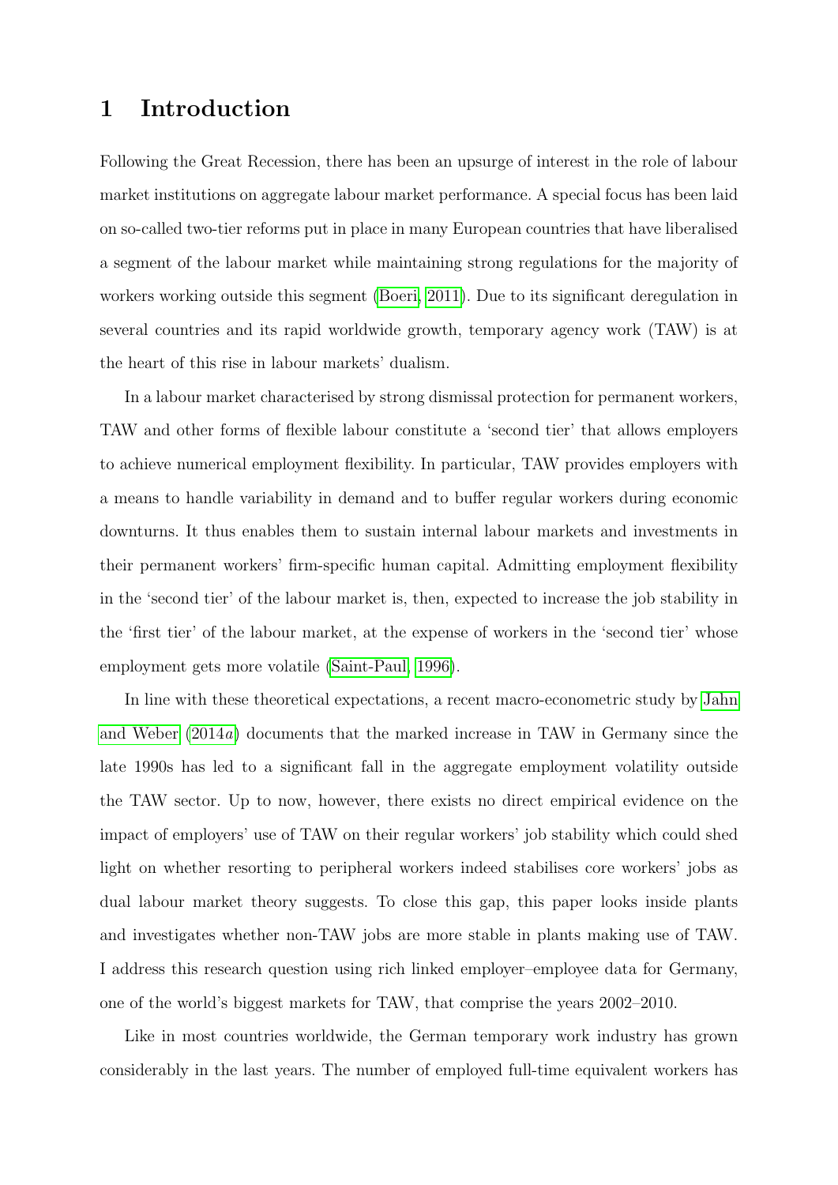# 1 Introduction

Following the Great Recession, there has been an upsurge of interest in the role of labour market institutions on aggregate labour market performance. A special focus has been laid on so-called two-tier reforms put in place in many European countries that have liberalised a segment of the labour market while maintaining strong regulations for the majority of workers working outside this segment (Boeri, 2011). Due to its significant deregulation in several countries and its rapid worldwide growth, temporary agency work (TAW) is at the heart of this rise in labour markets' dualism.

In a labour market characterised by strong dismissal protection for permanent workers, TAW and other forms of flexible labour constitute a 'second tier' that allows employers to achieve numerical employment flexibility. In particular, TAW provides employers with a means to handle variability in demand and to buffer regular workers during economic downturns. It thus enables them to sustain internal labour markets and investments in their permanent workers' firm-specific human capital. Admitting employment flexibility in the 'second tier' of the labour market is, then, expected to increase the job stability in the 'first tier' of the labour market, at the expense of workers in the 'second tier' whose employment gets more volatile (Saint-Paul, 1996).

In line with these theoretical expectations, a recent macro-econometric study by Jahn and Weber (2014*a*) documents that the marked increase in TAW in Germany since the late 1990s has led to a significant fall in the aggregate employment volatility outside the TAW sector. Up to now, however, there exists no direct empirical evidence on the impact of employers' use of TAW on their regular workers' job stability which could shed light on whether resorting to peripheral workers indeed stabilises core workers' jobs as dual labour market theory suggests. To close this gap, this paper looks inside plants and investigates whether non-TAW jobs are more stable in plants making use of TAW. I address this research question using rich linked employer–employee data for Germany, one of the world's biggest markets for TAW, that comprise the years 2002–2010.

Like in most countries worldwide, the German temporary work industry has grown considerably in the last years. The number of employed full-time equivalent workers has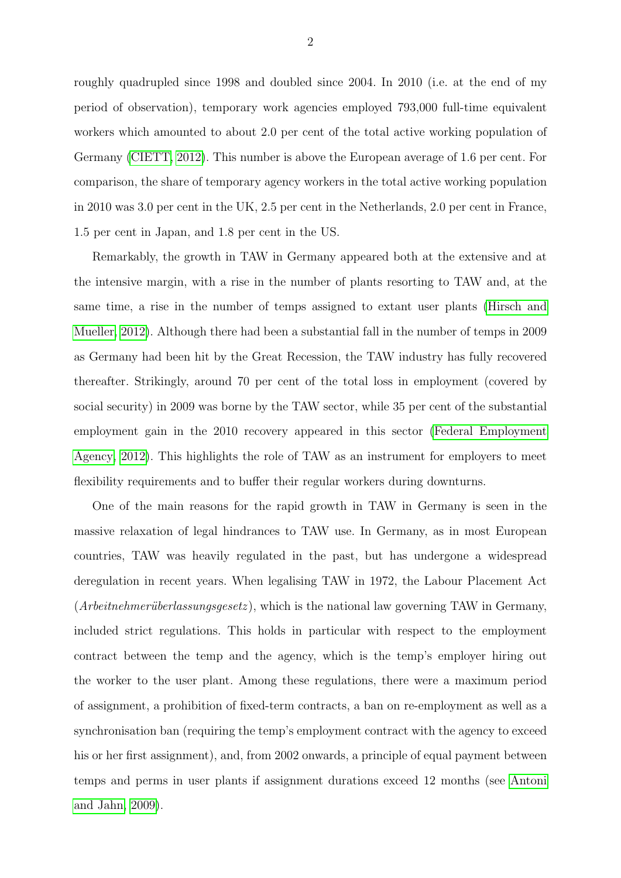roughly quadrupled since 1998 and doubled since 2004. In 2010 (i.e. at the end of my period of observation), temporary work agencies employed 793,000 full-time equivalent workers which amounted to about 2.0 per cent of the total active working population of Germany (CIETT, 2012). This number is above the European average of 1.6 per cent. For comparison, the share of temporary agency workers in the total active working population in 2010 was 3.0 per cent in the UK, 2.5 per cent in the Netherlands, 2.0 per cent in France, 1.5 per cent in Japan, and 1.8 per cent in the US.

Remarkably, the growth in TAW in Germany appeared both at the extensive and at the intensive margin, with a rise in the number of plants resorting to TAW and, at the same time, a rise in the number of temps assigned to extant user plants (Hirsch and Mueller, 2012). Although there had been a substantial fall in the number of temps in 2009 as Germany had been hit by the Great Recession, the TAW industry has fully recovered thereafter. Strikingly, around 70 per cent of the total loss in employment (covered by social security) in 2009 was borne by the TAW sector, while 35 per cent of the substantial employment gain in the 2010 recovery appeared in this sector (Federal Employment Agency, 2012). This highlights the role of TAW as an instrument for employers to meet flexibility requirements and to buffer their regular workers during downturns.

One of the main reasons for the rapid growth in TAW in Germany is seen in the massive relaxation of legal hindrances to TAW use. In Germany, as in most European countries, TAW was heavily regulated in the past, but has undergone a widespread deregulation in recent years. When legalising TAW in 1972, the Labour Placement Act (*Arbeitnehmerüberlassungsgesetz*), which is the national law governing TAW in Germany, included strict regulations. This holds in particular with respect to the employment contract between the temp and the agency, which is the temp's employer hiring out the worker to the user plant. Among these regulations, there were a maximum period of assignment, a prohibition of fixed-term contracts, a ban on re-employment as well as a synchronisation ban (requiring the temp's employment contract with the agency to exceed his or her first assignment), and, from 2002 onwards, a principle of equal payment between temps and perms in user plants if assignment durations exceed 12 months (see Antoni and Jahn, 2009).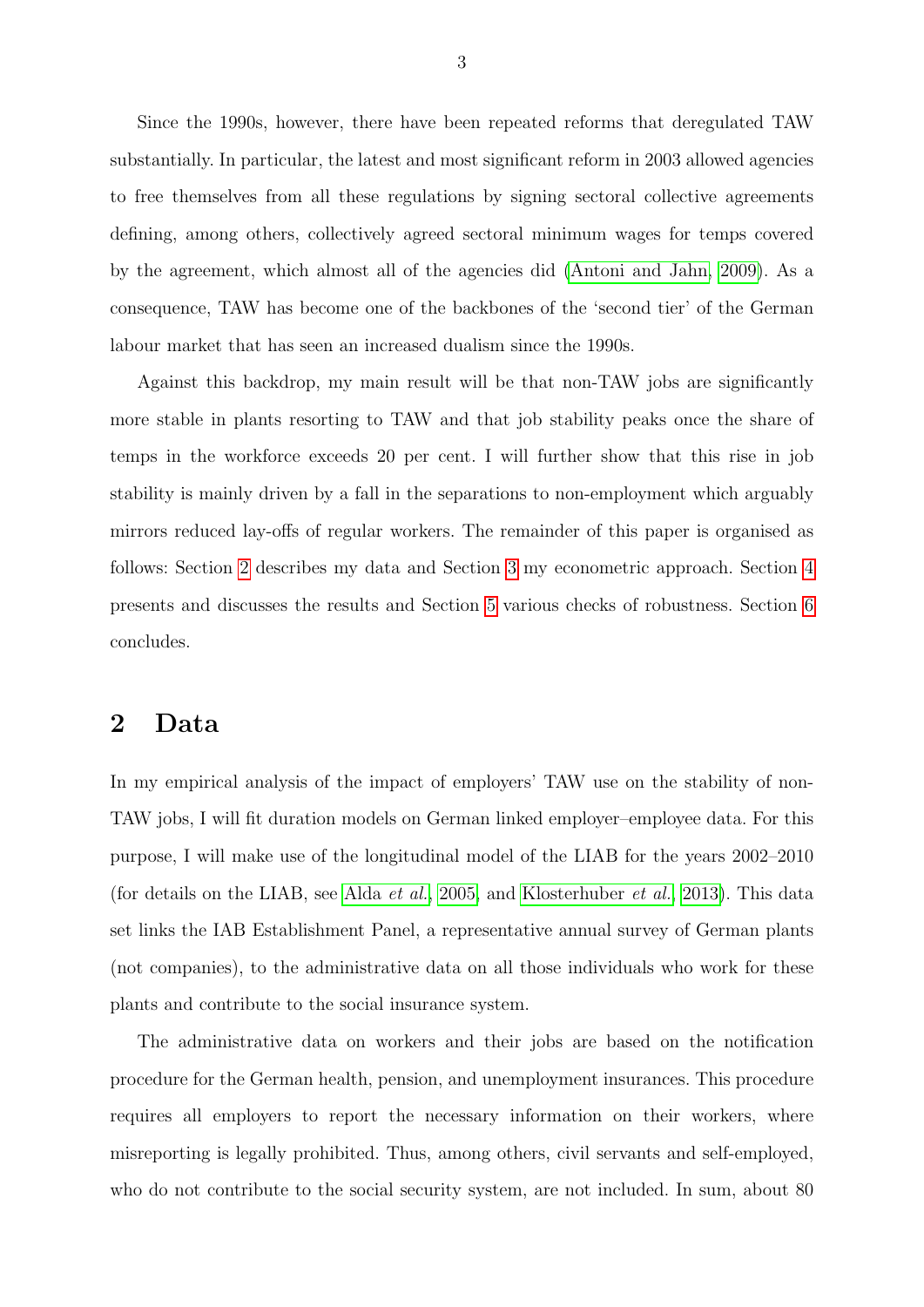Since the 1990s, however, there have been repeated reforms that deregulated TAW substantially. In particular, the latest and most significant reform in 2003 allowed agencies to free themselves from all these regulations by signing sectoral collective agreements defining, among others, collectively agreed sectoral minimum wages for temps covered by the agreement, which almost all of the agencies did (Antoni and Jahn, 2009). As a consequence, TAW has become one of the backbones of the 'second tier' of the German labour market that has seen an increased dualism since the 1990s.

Against this backdrop, my main result will be that non-TAW jobs are significantly more stable in plants resorting to TAW and that job stability peaks once the share of temps in the workforce exceeds 20 per cent. I will further show that this rise in job stability is mainly driven by a fall in the separations to non-employment which arguably mirrors reduced lay-offs of regular workers. The remainder of this paper is organised as follows: Section 2 describes my data and Section 3 my econometric approach. Section 4 presents and discusses the results and Section 5 various checks of robustness. Section 6 concludes.

## 2 Data

In my empirical analysis of the impact of employers' TAW use on the stability of non-TAW jobs, I will fit duration models on German linked employer–employee data. For this purpose, I will make use of the longitudinal model of the LIAB for the years 2002–2010 (for details on the LIAB, see Alda *et al.*, 2005, and Klosterhuber *et al.*, 2013). This data set links the IAB Establishment Panel, a representative annual survey of German plants (not companies), to the administrative data on all those individuals who work for these plants and contribute to the social insurance system.

The administrative data on workers and their jobs are based on the notification procedure for the German health, pension, and unemployment insurances. This procedure requires all employers to report the necessary information on their workers, where misreporting is legally prohibited. Thus, among others, civil servants and self-employed, who do not contribute to the social security system, are not included. In sum, about 80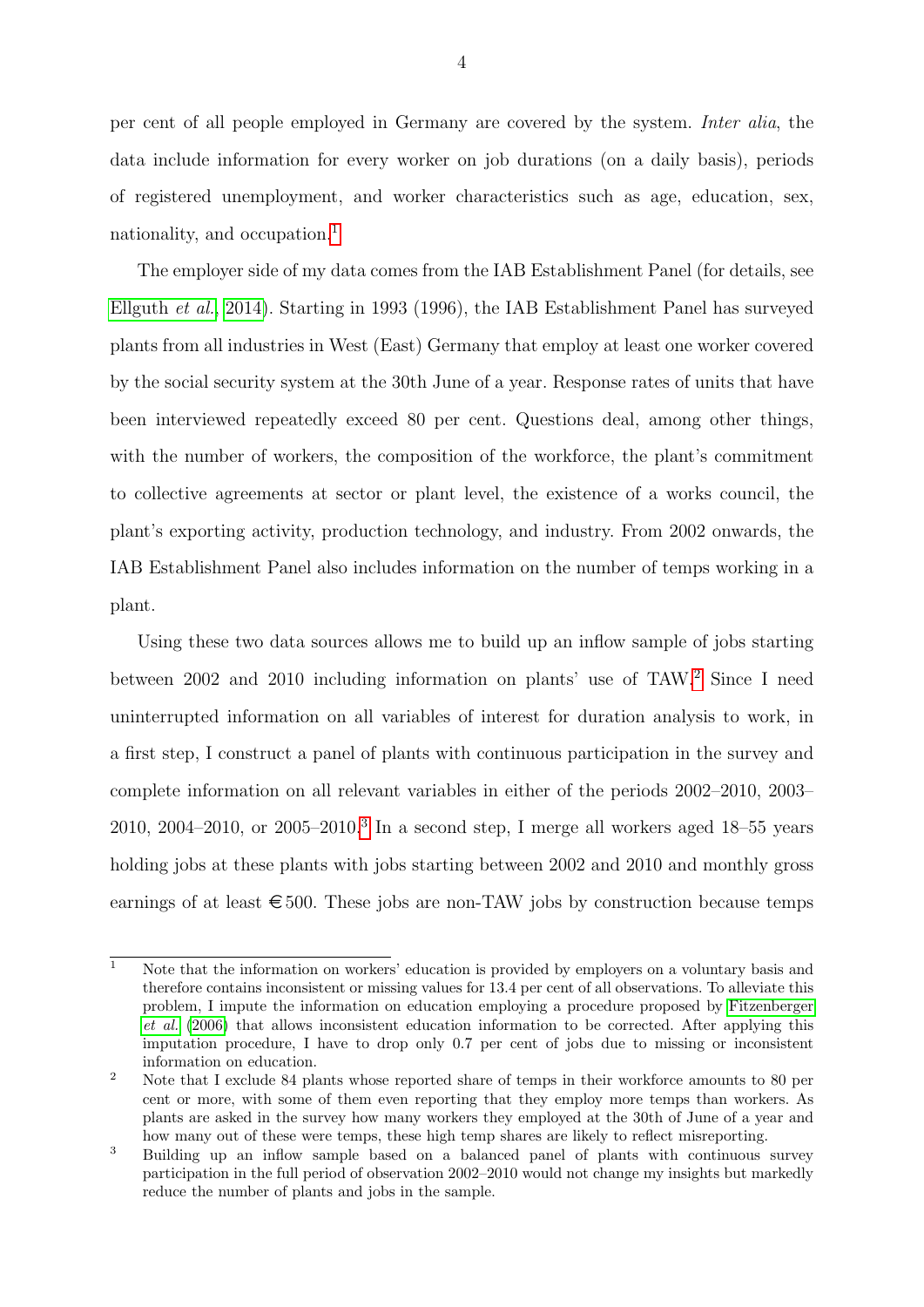per cent of all people employed in Germany are covered by the system. *Inter alia*, the data include information for every worker on job durations (on a daily basis), periods of registered unemployment, and worker characteristics such as age, education, sex, nationality, and occupation.[1]

The employer side of my data comes from the IAB Establishment Panel (for details, see Ellguth *et al.*, 2014). Starting in 1993 (1996), the IAB Establishment Panel has surveyed plants from all industries in West (East) Germany that employ at least one worker covered by the social security system at the 30th June of a year. Response rates of units that have been interviewed repeatedly exceed 80 per cent. Questions deal, among other things, with the number of workers, the composition of the workforce, the plant's commitment to collective agreements at sector or plant level, the existence of a works council, the plant's exporting activity, production technology, and industry. From 2002 onwards, the IAB Establishment Panel also includes information on the number of temps working in a plant.

Using these two data sources allows me to build up an inflow sample of jobs starting between 2002 and 2010 including information on plants' use of TAW.[2] Since I need uninterrupted information on all variables of interest for duration analysis to work, in a first step, I construct a panel of plants with continuous participation in the survey and complete information on all relevant variables in either of the periods 2002–2010, 2003–2010, 2004–2010, or 2005–2010.[3] In a second step, I merge all workers aged 18–55 years holding jobs at these plants with jobs starting between 2002 and 2010 and monthly gross earnings of at least €500. These jobs are non-TAW jobs by construction because temps

---

[1] Note that the information on workers' education is provided by employers on a voluntary basis and therefore contains inconsistent or missing values for 13.4 per cent of all observations. To alleviate this problem, I impute the information on education employing a procedure proposed by Fitzenberger *et al.* (2006) that allows inconsistent education information to be corrected. After applying this imputation procedure, I have to drop only 0.7 per cent of jobs due to missing or inconsistent information on education.

[2] Note that I exclude 84 plants whose reported share of temps in their workforce amounts to 80 per cent or more, with some of them even reporting that they employ more temps than workers. As plants are asked in the survey how many workers they employed at the 30th of June of a year and how many out of these were temps, these high temp shares are likely to reflect misreporting.

[3] Building up an inflow sample based on a balanced panel of plants with continuous survey participation in the full period of observation 2002–2010 would not change my insights but markedly reduce the number of plants and jobs in the sample.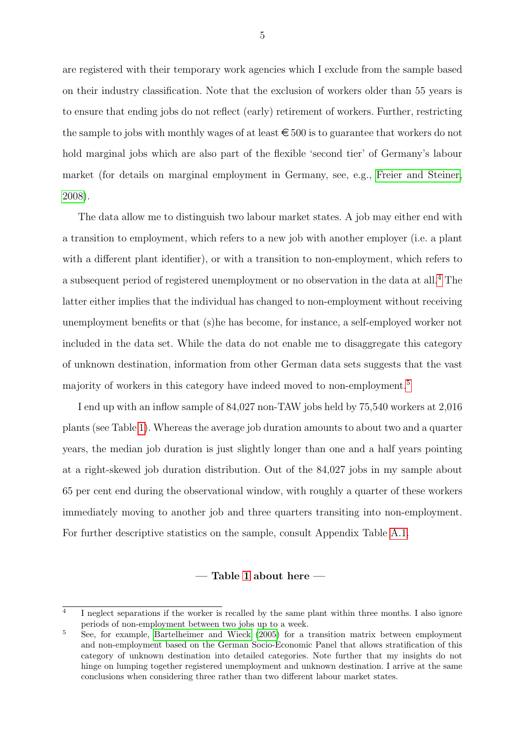are registered with their temporary work agencies which I exclude from the sample based on their industry classification. Note that the exclusion of workers older than 55 years is to ensure that ending jobs do not reflect (early) retirement of workers. Further, restricting the sample to jobs with monthly wages of at least €500 is to guarantee that workers do not hold marginal jobs which are also part of the flexible 'second tier' of Germany's labour market (for details on marginal employment in Germany, see, e.g., Freier and Steiner, 2008).

The data allow me to distinguish two labour market states. A job may either end with a transition to employment, which refers to a new job with another employer (i.e. a plant with a different plant identifier), or with a transition to non-employment, which refers to a subsequent period of registered unemployment or no observation in the data at all.[4] The latter either implies that the individual has changed to non-employment without receiving unemployment benefits or that (s)he has become, for instance, a self-employed worker not included in the data set. While the data do not enable me to disaggregate this category of unknown destination, information from other German data sets suggests that the vast majority of workers in this category have indeed moved to non-employment.[5]

I end up with an inflow sample of 84,027 non-TAW jobs held by 75,540 workers at 2,016 plants (see Table 1). Whereas the average job duration amounts to about two and a quarter years, the median job duration is just slightly longer than one and a half years pointing at a right-skewed job duration distribution. Out of the 84,027 jobs in my sample about 65 per cent end during the observational window, with roughly a quarter of these workers immediately moving to another job and three quarters transiting into non-employment. For further descriptive statistics on the sample, consult Appendix Table A.1.

**— Table 1 about here —**

[4] I neglect separations if the worker is recalled by the same plant within three months. I also ignore periods of non-employment between two jobs up to a week.

[5] See, for example, Bartelheimer and Wieck (2005) for a transition matrix between employment and non-employment based on the German Socio-Economic Panel that allows stratification of this category of unknown destination into detailed categories. Note further that my insights do not hinge on lumping together registered unemployment and unknown destination. I arrive at the same conclusions when considering three rather than two different labour market states.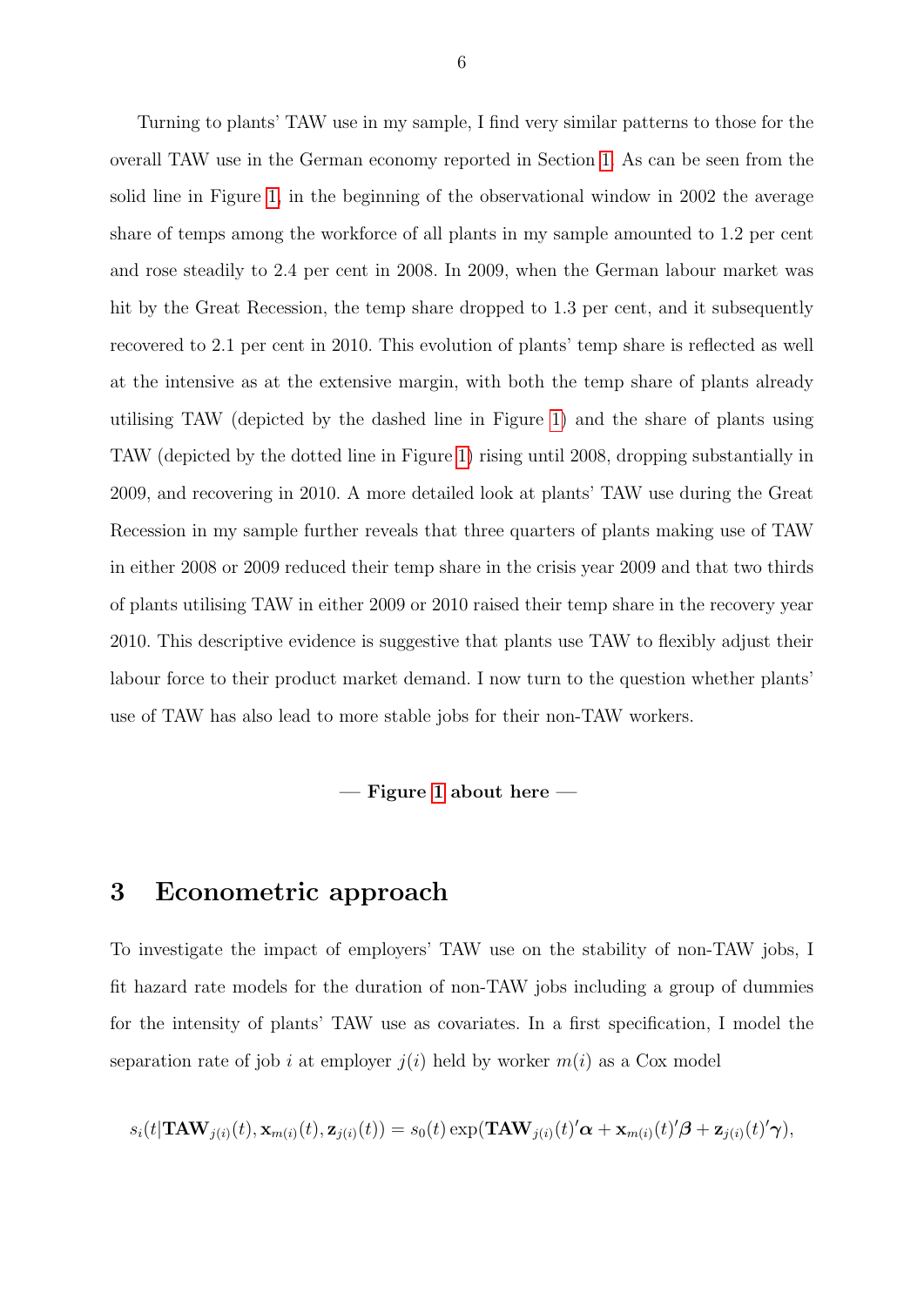Turning to plants' TAW use in my sample, I find very similar patterns to those for the overall TAW use in the German economy reported in Section 1. As can be seen from the solid line in Figure 1, in the beginning of the observational window in 2002 the average share of temps among the workforce of all plants in my sample amounted to 1.2 per cent and rose steadily to 2.4 per cent in 2008. In 2009, when the German labour market was hit by the Great Recession, the temp share dropped to 1.3 per cent, and it subsequently recovered to 2.1 per cent in 2010. This evolution of plants' temp share is reflected as well at the intensive as at the extensive margin, with both the temp share of plants already utilising TAW (depicted by the dashed line in Figure 1) and the share of plants using TAW (depicted by the dotted line in Figure 1) rising until 2008, dropping substantially in 2009, and recovering in 2010. A more detailed look at plants' TAW use during the Great Recession in my sample further reveals that three quarters of plants making use of TAW in either 2008 or 2009 reduced their temp share in the crisis year 2009 and that two thirds of plants utilising TAW in either 2009 or 2010 raised their temp share in the recovery year 2010. This descriptive evidence is suggestive that plants use TAW to flexibly adjust their labour force to their product market demand. I now turn to the question whether plants' use of TAW has also lead to more stable jobs for their non-TAW workers.

**— Figure 1 about here —**

## 3 Econometric approach

To investigate the impact of employers' TAW use on the stability of non-TAW jobs, I fit hazard rate models for the duration of non-TAW jobs including a group of dummies for the intensity of plants' TAW use as covariates. In a first specification, I model the separation rate of job $i$ at employer $j(i)$ held by worker $m(i)$ as a Cox model

$$s_i(t|\mathbf{TAW}_{j(i)}(t), \mathbf{x}_{m(i)}(t), \mathbf{z}_{j(i)}(t)) = s_0(t)\exp(\mathbf{TAW}_{j(i)}(t)'\boldsymbol{\alpha} + \mathbf{x}_{m(i)}(t)'\boldsymbol{\beta} + \mathbf{z}_{j(i)}(t)'\boldsymbol{\gamma}),$$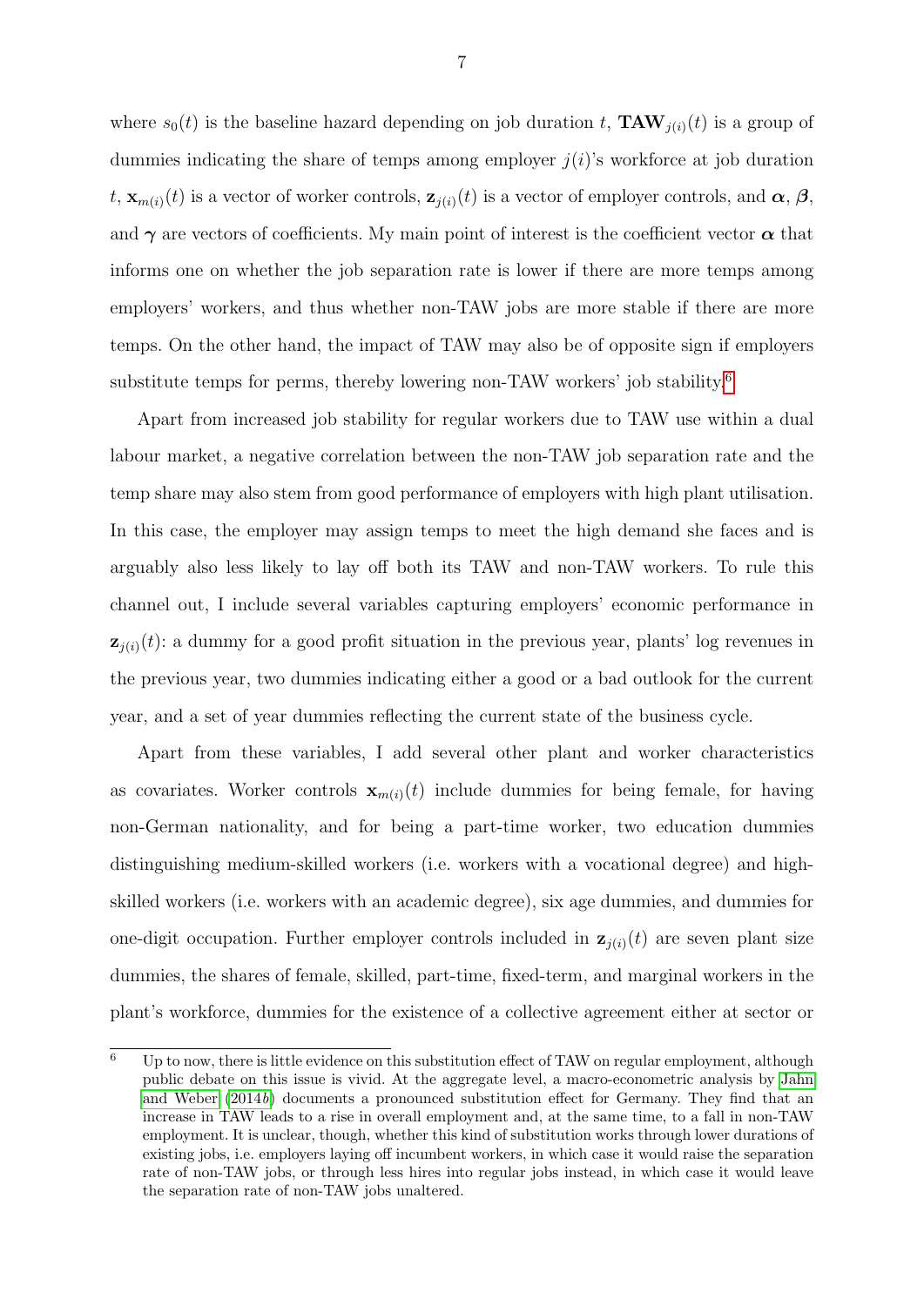where $s_0(t)$ is the baseline hazard depending on job duration $t$, $\mathbf{TAW}_{j(i)}(t)$ is a group of dummies indicating the share of temps among employer $j(i)$'s workforce at job duration $t$, $\mathbf{x}_{m(i)}(t)$ is a vector of worker controls, $\mathbf{z}_{j(i)}(t)$ is a vector of employer controls, and $\boldsymbol{\alpha}$, $\boldsymbol{\beta}$, and $\boldsymbol{\gamma}$ are vectors of coefficients. My main point of interest is the coefficient vector $\boldsymbol{\alpha}$ that informs one on whether the job separation rate is lower if there are more temps among employers' workers, and thus whether non-TAW jobs are more stable if there are more temps. On the other hand, the impact of TAW may also be of opposite sign if employers substitute temps for perms, thereby lowering non-TAW workers' job stability.[6]

Apart from increased job stability for regular workers due to TAW use within a dual labour market, a negative correlation between the non-TAW job separation rate and the temp share may also stem from good performance of employers with high plant utilisation. In this case, the employer may assign temps to meet the high demand she faces and is arguably also less likely to lay off both its TAW and non-TAW workers. To rule this channel out, I include several variables capturing employers' economic performance in $\mathbf{z}_{j(i)}(t)$: a dummy for a good profit situation in the previous year, plants' log revenues in the previous year, two dummies indicating either a good or a bad outlook for the current year, and a set of year dummies reflecting the current state of the business cycle.

Apart from these variables, I add several other plant and worker characteristics as covariates. Worker controls $\mathbf{x}_{m(i)}(t)$ include dummies for being female, for having non-German nationality, and for being a part-time worker, two education dummies distinguishing medium-skilled workers (i.e. workers with a vocational degree) and high-skilled workers (i.e. workers with an academic degree), six age dummies, and dummies for one-digit occupation. Further employer controls included in $\mathbf{z}_{j(i)}(t)$ are seven plant size dummies, the shares of female, skilled, part-time, fixed-term, and marginal workers in the plant's workforce, dummies for the existence of a collective agreement either at sector or

[6] Up to now, there is little evidence on this substitution effect of TAW on regular employment, although public debate on this issue is vivid. At the aggregate level, a macro-econometric analysis by Jahn and Weber (2014*b*) documents a pronounced substitution effect for Germany. They find that an increase in TAW leads to a rise in overall employment and, at the same time, to a fall in non-TAW employment. It is unclear, though, whether this kind of substitution works through lower durations of existing jobs, i.e. employers laying off incumbent workers, in which case it would raise the separation rate of non-TAW jobs, or through less hires into regular jobs instead, in which case it would leave the separation rate of non-TAW jobs unaltered.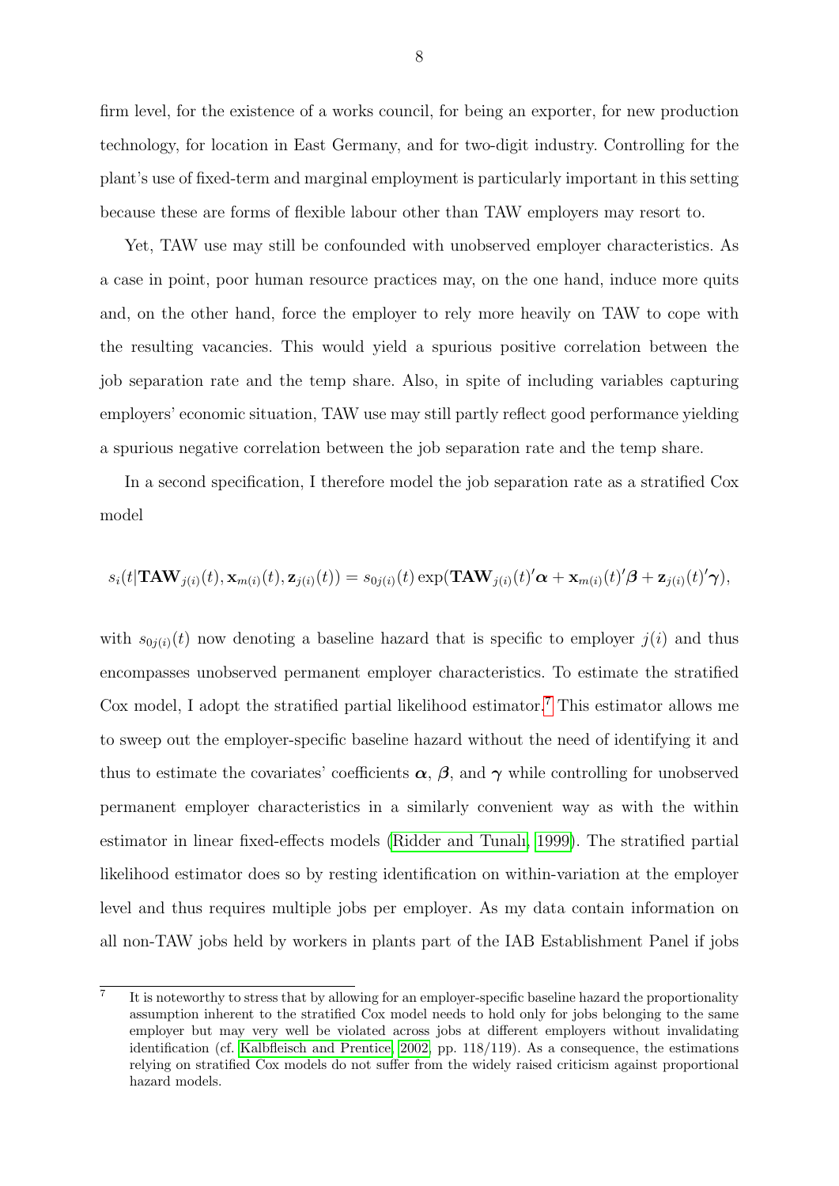firm level, for the existence of a works council, for being an exporter, for new production technology, for location in East Germany, and for two-digit industry. Controlling for the plant's use of fixed-term and marginal employment is particularly important in this setting because these are forms of flexible labour other than TAW employers may resort to.

Yet, TAW use may still be confounded with unobserved employer characteristics. As a case in point, poor human resource practices may, on the one hand, induce more quits and, on the other hand, force the employer to rely more heavily on TAW to cope with the resulting vacancies. This would yield a spurious positive correlation between the job separation rate and the temp share. Also, in spite of including variables capturing employers' economic situation, TAW use may still partly reflect good performance yielding a spurious negative correlation between the job separation rate and the temp share.

In a second specification, I therefore model the job separation rate as a stratified Cox model

$$s_i(t|\mathbf{TAW}_{j(i)}(t), \mathbf{x}_{m(i)}(t), \mathbf{z}_{j(i)}(t)) = s_{0j(i)}(t) \exp(\mathbf{TAW}_{j(i)}(t)'\boldsymbol{\alpha} + \mathbf{x}_{m(i)}(t)'\boldsymbol{\beta} + \mathbf{z}_{j(i)}(t)'\boldsymbol{\gamma}),$$

with $s_{0j(i)}(t)$ now denoting a baseline hazard that is specific to employer $j(i)$ and thus encompasses unobserved permanent employer characteristics. To estimate the stratified Cox model, I adopt the stratified partial likelihood estimator.[7] This estimator allows me to sweep out the employer-specific baseline hazard without the need of identifying it and thus to estimate the covariates' coefficients $\boldsymbol{\alpha}$, $\boldsymbol{\beta}$, and $\boldsymbol{\gamma}$ while controlling for unobserved permanent employer characteristics in a similarly convenient way as with the within estimator in linear fixed-effects models (Ridder and Tunalı, 1999). The stratified partial likelihood estimator does so by resting identification on within-variation at the employer level and thus requires multiple jobs per employer. As my data contain information on all non-TAW jobs held by workers in plants part of the IAB Establishment Panel if jobs

[7] It is noteworthy to stress that by allowing for an employer-specific baseline hazard the proportionality assumption inherent to the stratified Cox model needs to hold only for jobs belonging to the same employer but may very well be violated across jobs at different employers without invalidating identification (cf. Kalbfleisch and Prentice, 2002, pp. 118/119). As a consequence, the estimations relying on stratified Cox models do not suffer from the widely raised criticism against proportional hazard models.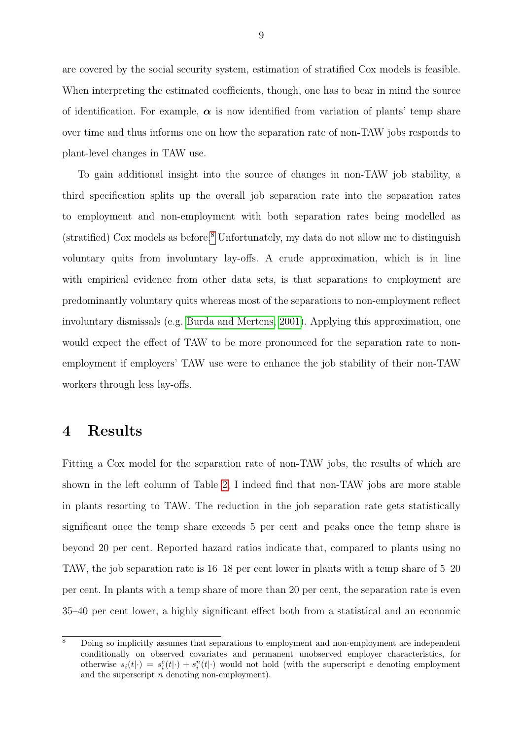are covered by the social security system, estimation of stratified Cox models is feasible. When interpreting the estimated coefficients, though, one has to bear in mind the source of identification. For example, $\boldsymbol{\alpha}$ is now identified from variation of plants' temp share over time and thus informs one on how the separation rate of non-TAW jobs responds to plant-level changes in TAW use.

To gain additional insight into the source of changes in non-TAW job stability, a third specification splits up the overall job separation rate into the separation rates to employment and non-employment with both separation rates being modelled as (stratified) Cox models as before.[8] Unfortunately, my data do not allow me to distinguish voluntary quits from involuntary lay-offs. A crude approximation, which is in line with empirical evidence from other data sets, is that separations to employment are predominantly voluntary quits whereas most of the separations to non-employment reflect involuntary dismissals (e.g. Burda and Mertens, 2001). Applying this approximation, one would expect the effect of TAW to be more pronounced for the separation rate to non-employment if employers' TAW use were to enhance the job stability of their non-TAW workers through less lay-offs.

# 4 Results

Fitting a Cox model for the separation rate of non-TAW jobs, the results of which are shown in the left column of Table 2, I indeed find that non-TAW jobs are more stable in plants resorting to TAW. The reduction in the job separation rate gets statistically significant once the temp share exceeds 5 per cent and peaks once the temp share is beyond 20 per cent. Reported hazard ratios indicate that, compared to plants using no TAW, the job separation rate is 16–18 per cent lower in plants with a temp share of 5–20 per cent. In plants with a temp share of more than 20 per cent, the separation rate is even 35–40 per cent lower, a highly significant effect both from a statistical and an economic

[8] Doing so implicitly assumes that separations to employment and non-employment are independent conditionally on observed covariates and permanent unobserved employer characteristics, for otherwise $s_i(t|\cdot) = s_i^e(t|\cdot) + s_i^n(t|\cdot)$ would not hold (with the superscript $e$ denoting employment and the superscript $n$ denoting non-employment).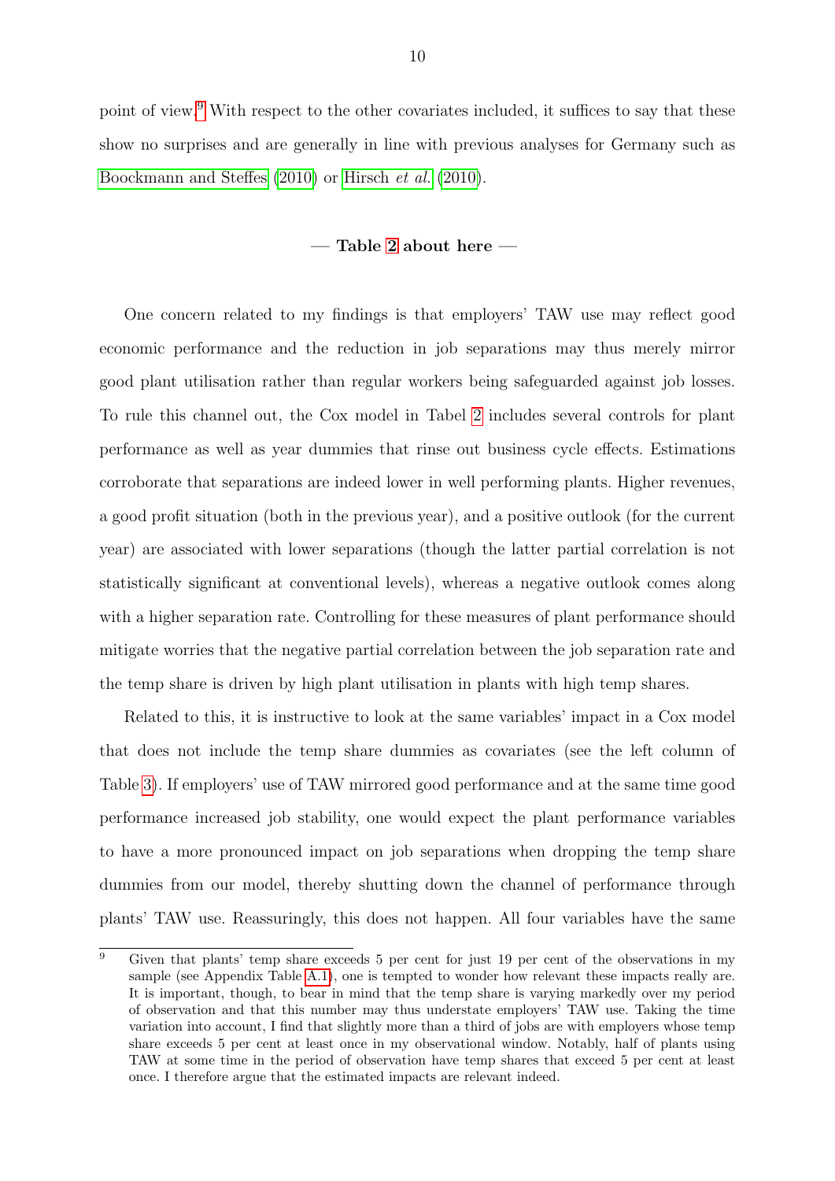point of view.[9] With respect to the other covariates included, it suffices to say that these show no surprises and are generally in line with previous analyses for Germany such as Boockmann and Steffes (2010) or Hirsch *et al.* (2010).

**— Table 2 about here —**

One concern related to my findings is that employers' TAW use may reflect good economic performance and the reduction in job separations may thus merely mirror good plant utilisation rather than regular workers being safeguarded against job losses. To rule this channel out, the Cox model in Tabel 2 includes several controls for plant performance as well as year dummies that rinse out business cycle effects. Estimations corroborate that separations are indeed lower in well performing plants. Higher revenues, a good profit situation (both in the previous year), and a positive outlook (for the current year) are associated with lower separations (though the latter partial correlation is not statistically significant at conventional levels), whereas a negative outlook comes along with a higher separation rate. Controlling for these measures of plant performance should mitigate worries that the negative partial correlation between the job separation rate and the temp share is driven by high plant utilisation in plants with high temp shares.

Related to this, it is instructive to look at the same variables' impact in a Cox model that does not include the temp share dummies as covariates (see the left column of Table 3). If employers' use of TAW mirrored good performance and at the same time good performance increased job stability, one would expect the plant performance variables to have a more pronounced impact on job separations when dropping the temp share dummies from our model, thereby shutting down the channel of performance through plants' TAW use. Reassuringly, this does not happen. All four variables have the same

---

[9] Given that plants' temp share exceeds 5 per cent for just 19 per cent of the observations in my sample (see Appendix Table A.1), one is tempted to wonder how relevant these impacts really are. It is important, though, to bear in mind that the temp share is varying markedly over my period of observation and that this number may thus understate employers' TAW use. Taking the time variation into account, I find that slightly more than a third of jobs are with employers whose temp share exceeds 5 per cent at least once in my observational window. Notably, half of plants using TAW at some time in the period of observation have temp shares that exceed 5 per cent at least once. I therefore argue that the estimated impacts are relevant indeed.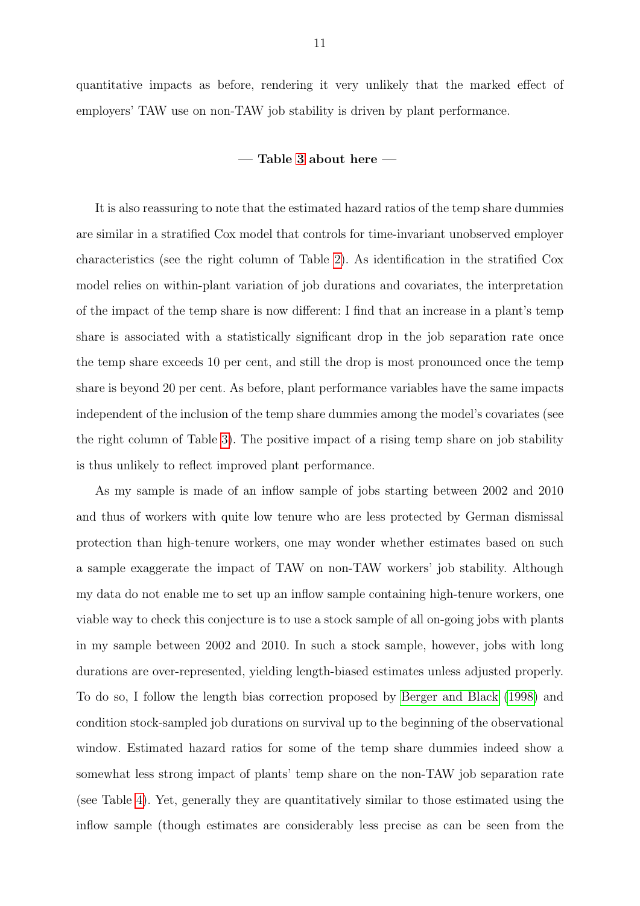quantitative impacts as before, rendering it very unlikely that the marked effect of employers' TAW use on non-TAW job stability is driven by plant performance.

— **Table 3 about here** —

It is also reassuring to note that the estimated hazard ratios of the temp share dummies are similar in a stratified Cox model that controls for time-invariant unobserved employer characteristics (see the right column of Table 2). As identification in the stratified Cox model relies on within-plant variation of job durations and covariates, the interpretation of the impact of the temp share is now different: I find that an increase in a plant's temp share is associated with a statistically significant drop in the job separation rate once the temp share exceeds 10 per cent, and still the drop is most pronounced once the temp share is beyond 20 per cent. As before, plant performance variables have the same impacts independent of the inclusion of the temp share dummies among the model's covariates (see the right column of Table 3). The positive impact of a rising temp share on job stability is thus unlikely to reflect improved plant performance.

As my sample is made of an inflow sample of jobs starting between 2002 and 2010 and thus of workers with quite low tenure who are less protected by German dismissal protection than high-tenure workers, one may wonder whether estimates based on such a sample exaggerate the impact of TAW on non-TAW workers' job stability. Although my data do not enable me to set up an inflow sample containing high-tenure workers, one viable way to check this conjecture is to use a stock sample of all on-going jobs with plants in my sample between 2002 and 2010. In such a stock sample, however, jobs with long durations are over-represented, yielding length-biased estimates unless adjusted properly. To do so, I follow the length bias correction proposed by Berger and Black (1998) and condition stock-sampled job durations on survival up to the beginning of the observational window. Estimated hazard ratios for some of the temp share dummies indeed show a somewhat less strong impact of plants' temp share on the non-TAW job separation rate (see Table 4). Yet, generally they are quantitatively similar to those estimated using the inflow sample (though estimates are considerably less precise as can be seen from the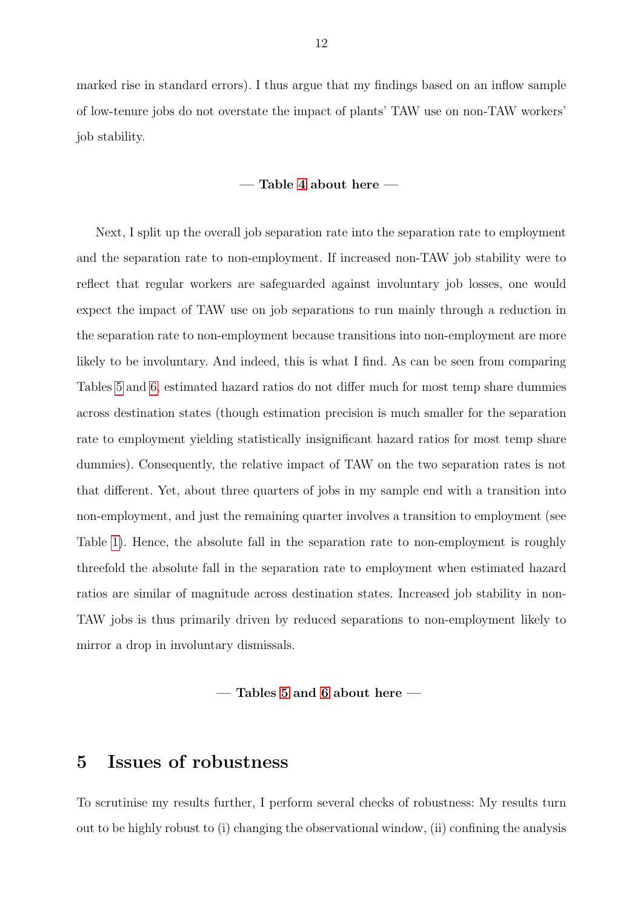marked rise in standard errors). I thus argue that my findings based on an inflow sample of low-tenure jobs do not overstate the impact of plants' TAW use on non-TAW workers' job stability.

**— Table 4 about here —**

Next, I split up the overall job separation rate into the separation rate to employment and the separation rate to non-employment. If increased non-TAW job stability were to reflect that regular workers are safeguarded against involuntary job losses, one would expect the impact of TAW use on job separations to run mainly through a reduction in the separation rate to non-employment because transitions into non-employment are more likely to be involuntary. And indeed, this is what I find. As can be seen from comparing Tables 5 and 6, estimated hazard ratios do not differ much for most temp share dummies across destination states (though estimation precision is much smaller for the separation rate to employment yielding statistically insignificant hazard ratios for most temp share dummies). Consequently, the relative impact of TAW on the two separation rates is not that different. Yet, about three quarters of jobs in my sample end with a transition into non-employment, and just the remaining quarter involves a transition to employment (see Table 1). Hence, the absolute fall in the separation rate to non-employment is roughly threefold the absolute fall in the separation rate to employment when estimated hazard ratios are similar of magnitude across destination states. Increased job stability in non-TAW jobs is thus primarily driven by reduced separations to non-employment likely to mirror a drop in involuntary dismissals.

**— Tables 5 and 6 about here —**

## 5 Issues of robustness

To scrutinise my results further, I perform several checks of robustness: My results turn out to be highly robust to (i) changing the observational window, (ii) confining the analysis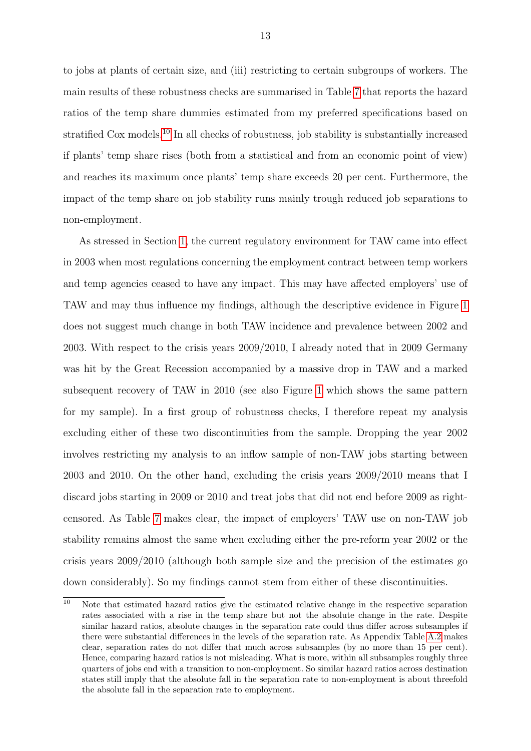to jobs at plants of certain size, and (iii) restricting to certain subgroups of workers. The main results of these robustness checks are summarised in Table 7 that reports the hazard ratios of the temp share dummies estimated from my preferred specifications based on stratified Cox models.[10] In all checks of robustness, job stability is substantially increased if plants' temp share rises (both from a statistical and from an economic point of view) and reaches its maximum once plants' temp share exceeds 20 per cent. Furthermore, the impact of the temp share on job stability runs mainly trough reduced job separations to non-employment.

As stressed in Section 1, the current regulatory environment for TAW came into effect in 2003 when most regulations concerning the employment contract between temp workers and temp agencies ceased to have any impact. This may have affected employers' use of TAW and may thus influence my findings, although the descriptive evidence in Figure 1 does not suggest much change in both TAW incidence and prevalence between 2002 and 2003. With respect to the crisis years 2009/2010, I already noted that in 2009 Germany was hit by the Great Recession accompanied by a massive drop in TAW and a marked subsequent recovery of TAW in 2010 (see also Figure 1 which shows the same pattern for my sample). In a first group of robustness checks, I therefore repeat my analysis excluding either of these two discontinuities from the sample. Dropping the year 2002 involves restricting my analysis to an inflow sample of non-TAW jobs starting between 2003 and 2010. On the other hand, excluding the crisis years 2009/2010 means that I discard jobs starting in 2009 or 2010 and treat jobs that did not end before 2009 as right-censored. As Table 7 makes clear, the impact of employers' TAW use on non-TAW job stability remains almost the same when excluding either the pre-reform year 2002 or the crisis years 2009/2010 (although both sample size and the precision of the estimates go down considerably). So my findings cannot stem from either of these discontinuities.

[10] Note that estimated hazard ratios give the estimated relative change in the respective separation rates associated with a rise in the temp share but not the absolute change in the rate. Despite similar hazard ratios, absolute changes in the separation rate could thus differ across subsamples if there were substantial differences in the levels of the separation rate. As Appendix Table A.2 makes clear, separation rates do not differ that much across subsamples (by no more than 15 per cent). Hence, comparing hazard ratios is not misleading. What is more, within all subsamples roughly three quarters of jobs end with a transition to non-employment. So similar hazard ratios across destination states still imply that the absolute fall in the separation rate to non-employment is about threefold the absolute fall in the separation rate to employment.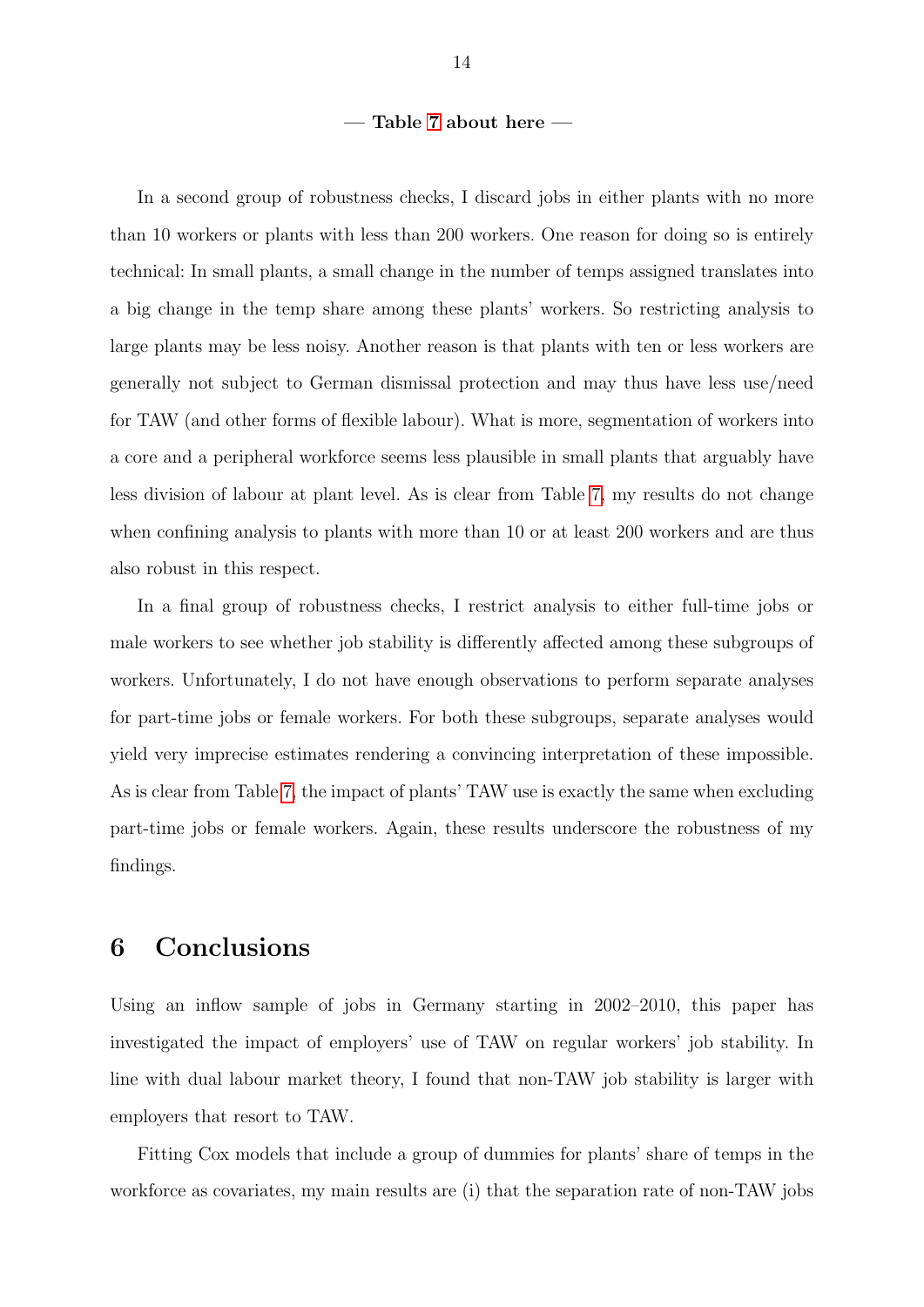— **Table 7 about here** —

In a second group of robustness checks, I discard jobs in either plants with no more than 10 workers or plants with less than 200 workers. One reason for doing so is entirely technical: In small plants, a small change in the number of temps assigned translates into a big change in the temp share among these plants' workers. So restricting analysis to large plants may be less noisy. Another reason is that plants with ten or less workers are generally not subject to German dismissal protection and may thus have less use/need for TAW (and other forms of flexible labour). What is more, segmentation of workers into a core and a peripheral workforce seems less plausible in small plants that arguably have less division of labour at plant level. As is clear from Table 7, my results do not change when confining analysis to plants with more than 10 or at least 200 workers and are thus also robust in this respect.

In a final group of robustness checks, I restrict analysis to either full-time jobs or male workers to see whether job stability is differently affected among these subgroups of workers. Unfortunately, I do not have enough observations to perform separate analyses for part-time jobs or female workers. For both these subgroups, separate analyses would yield very imprecise estimates rendering a convincing interpretation of these impossible. As is clear from Table 7, the impact of plants' TAW use is exactly the same when excluding part-time jobs or female workers. Again, these results underscore the robustness of my findings.

## 6 Conclusions

Using an inflow sample of jobs in Germany starting in 2002–2010, this paper has investigated the impact of employers' use of TAW on regular workers' job stability. In line with dual labour market theory, I found that non-TAW job stability is larger with employers that resort to TAW.

Fitting Cox models that include a group of dummies for plants' share of temps in the workforce as covariates, my main results are (i) that the separation rate of non-TAW jobs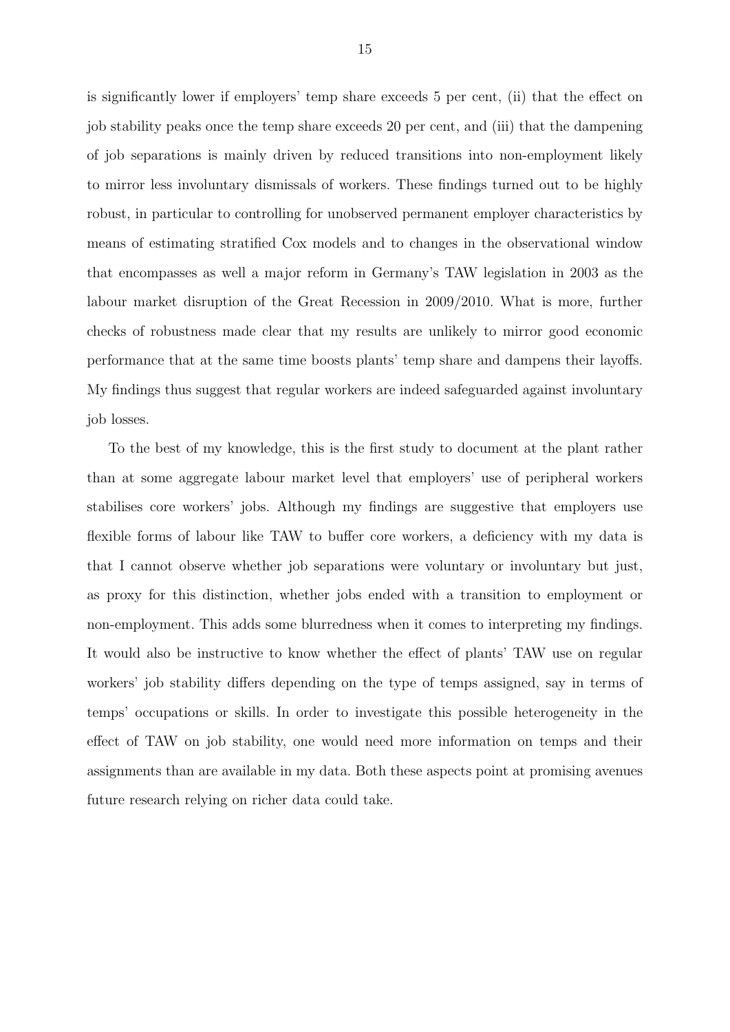is significantly lower if employers' temp share exceeds 5 per cent, (ii) that the effect on job stability peaks once the temp share exceeds 20 per cent, and (iii) that the dampening of job separations is mainly driven by reduced transitions into non-employment likely to mirror less involuntary dismissals of workers. These findings turned out to be highly robust, in particular to controlling for unobserved permanent employer characteristics by means of estimating stratified Cox models and to changes in the observational window that encompasses as well a major reform in Germany's TAW legislation in 2003 as the labour market disruption of the Great Recession in 2009/2010. What is more, further checks of robustness made clear that my results are unlikely to mirror good economic performance that at the same time boosts plants' temp share and dampens their layoffs. My findings thus suggest that regular workers are indeed safeguarded against involuntary job losses.

To the best of my knowledge, this is the first study to document at the plant rather than at some aggregate labour market level that employers' use of peripheral workers stabilises core workers' jobs. Although my findings are suggestive that employers use flexible forms of labour like TAW to buffer core workers, a deficiency with my data is that I cannot observe whether job separations were voluntary or involuntary but just, as proxy for this distinction, whether jobs ended with a transition to employment or non-employment. This adds some blurredness when it comes to interpreting my findings. It would also be instructive to know whether the effect of plants' TAW use on regular workers' job stability differs depending on the type of temps assigned, say in terms of temps' occupations or skills. In order to investigate this possible heterogeneity in the effect of TAW on job stability, one would need more information on temps and their assignments than are available in my data. Both these aspects point at promising avenues future research relying on richer data could take.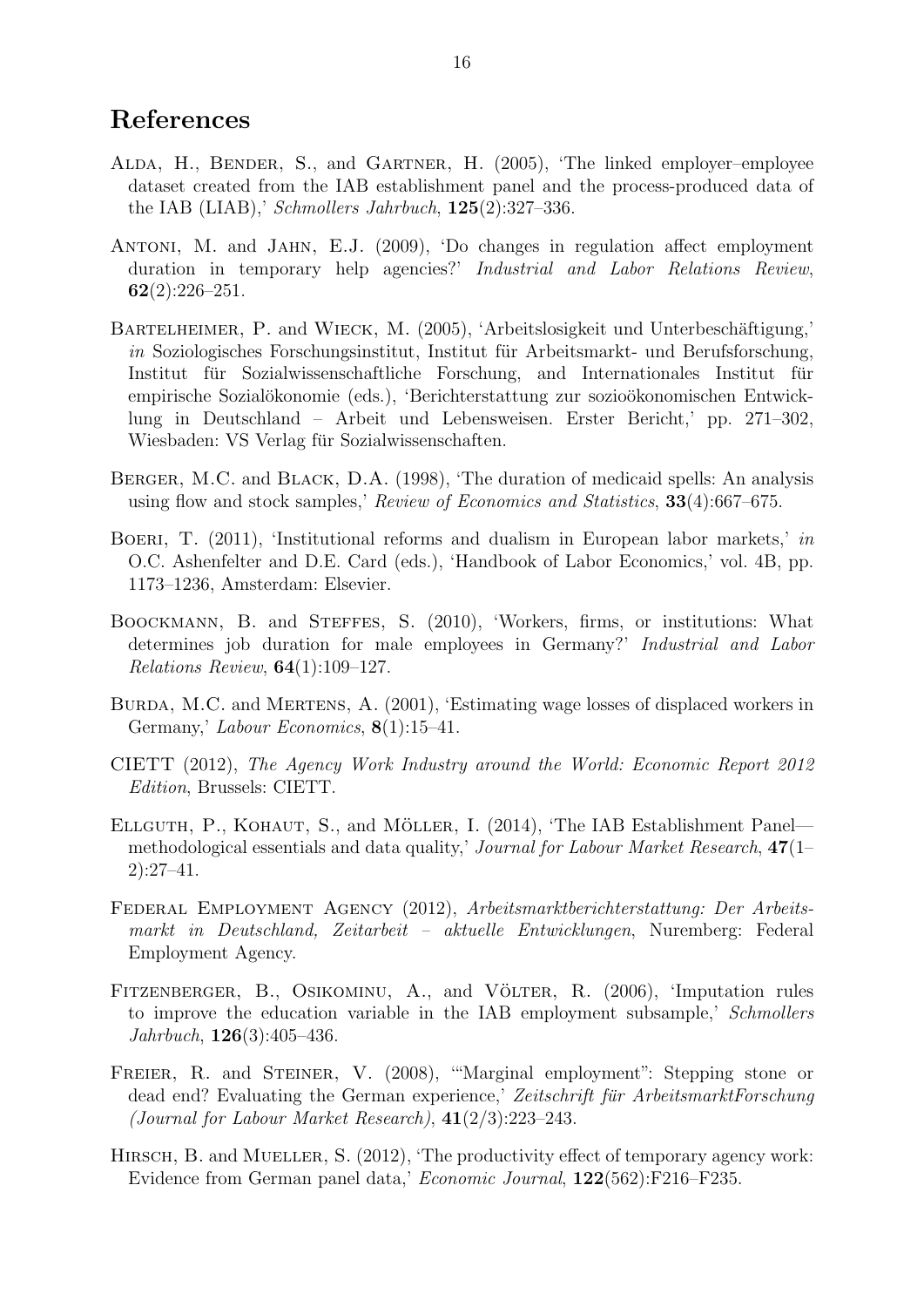# References

Alda, H., Bender, S., and Gartner, H. (2005), 'The linked employer–employee dataset created from the IAB establishment panel and the process-produced data of the IAB (LIAB),' *Schmollers Jahrbuch*, **125**(2):327–336.

Antoni, M. and Jahn, E.J. (2009), 'Do changes in regulation affect employment duration in temporary help agencies?' *Industrial and Labor Relations Review*, **62**(2):226–251.

Bartelheimer, P. and Wieck, M. (2005), 'Arbeitslosigkeit und Unterbeschäftigung,' *in* Soziologisches Forschungsinstitut, Institut für Arbeitsmarkt- und Berufsforschung, Institut für Sozialwissenschaftliche Forschung, and Internationales Institut für empirische Sozialökonomie (eds.), 'Berichterstattung zur sozioökonomischen Entwicklung in Deutschland – Arbeit und Lebensweisen. Erster Bericht,' pp. 271–302, Wiesbaden: VS Verlag für Sozialwissenschaften.

Berger, M.C. and Black, D.A. (1998), 'The duration of medicaid spells: An analysis using flow and stock samples,' *Review of Economics and Statistics*, **33**(4):667–675.

Boeri, T. (2011), 'Institutional reforms and dualism in European labor markets,' *in* O.C. Ashenfelter and D.E. Card (eds.), 'Handbook of Labor Economics,' vol. 4B, pp. 1173–1236, Amsterdam: Elsevier.

Boockmann, B. and Steffes, S. (2010), 'Workers, firms, or institutions: What determines job duration for male employees in Germany?' *Industrial and Labor Relations Review*, **64**(1):109–127.

Burda, M.C. and Mertens, A. (2001), 'Estimating wage losses of displaced workers in Germany,' *Labour Economics*, **8**(1):15–41.

CIETT (2012), *The Agency Work Industry around the World: Economic Report 2012 Edition*, Brussels: CIETT.

Ellguth, P., Kohaut, S., and Möller, I. (2014), 'The IAB Establishment Panel—methodological essentials and data quality,' *Journal for Labour Market Research*, **47**(1–2):27–41.

Federal Employment Agency (2012), *Arbeitsmarktberichterstattung: Der Arbeitsmarkt in Deutschland, Zeitarbeit – aktuelle Entwicklungen*, Nuremberg: Federal Employment Agency.

Fitzenberger, B., Osikominu, A., and Völter, R. (2006), 'Imputation rules to improve the education variable in the IAB employment subsample,' *Schmollers Jahrbuch*, **126**(3):405–436.

Freier, R. and Steiner, V. (2008), '"Marginal employment": Stepping stone or dead end? Evaluating the German experience,' *Zeitschrift für ArbeitsmarktForschung (Journal for Labour Market Research)*, **41**(2/3):223–243.

Hirsch, B. and Mueller, S. (2012), 'The productivity effect of temporary agency work: Evidence from German panel data,' *Economic Journal*, **122**(562):F216–F235.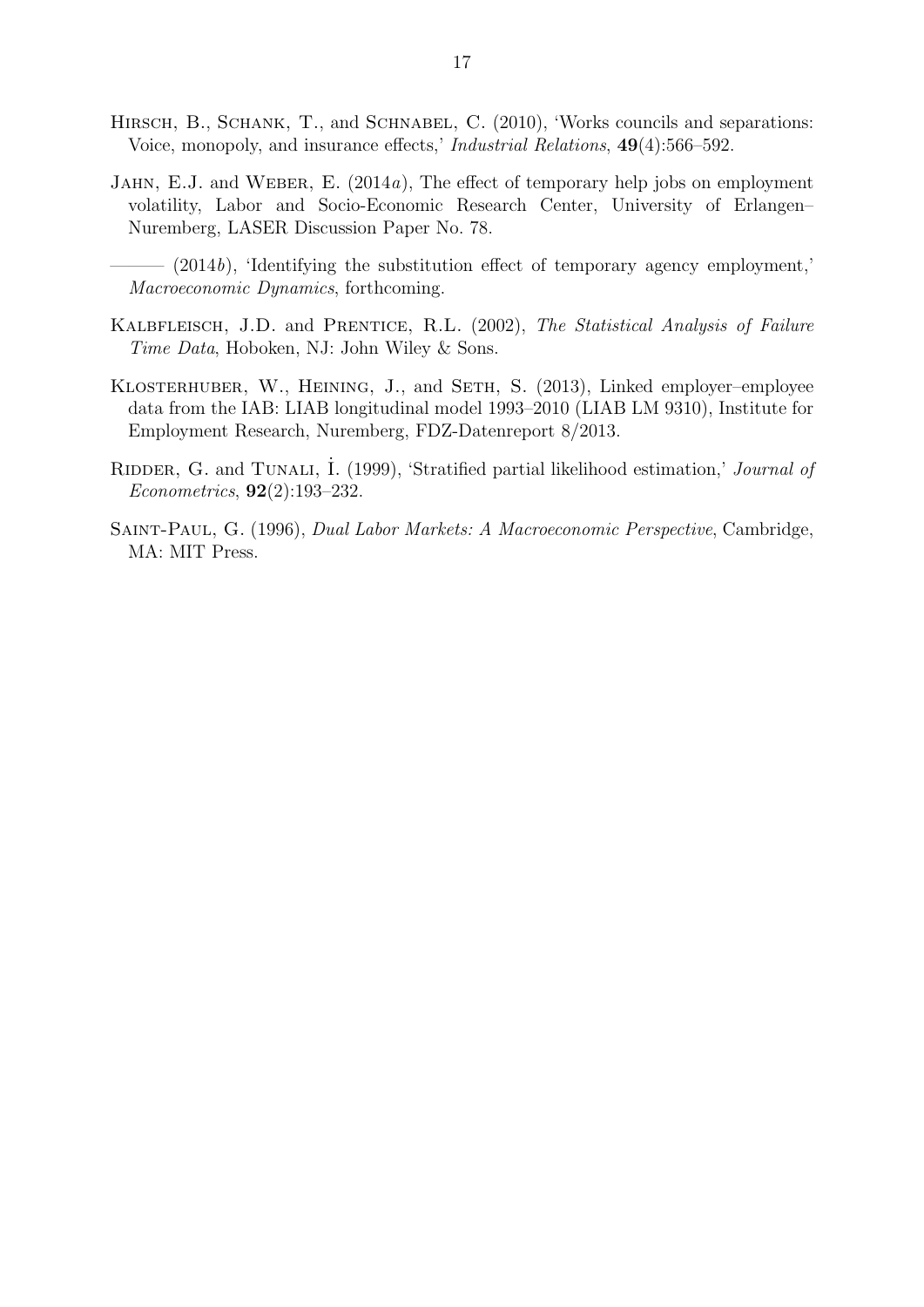Hirsch, B., Schank, T., and Schnabel, C. (2010), 'Works councils and separations: Voice, monopoly, and insurance effects,' *Industrial Relations*, **49**(4):566–592.

Jahn, E.J. and Weber, E. (2014*a*), The effect of temporary help jobs on employment volatility, Labor and Socio-Economic Research Center, University of Erlangen–Nuremberg, LASER Discussion Paper No. 78.

——— (2014*b*), 'Identifying the substitution effect of temporary agency employment,' *Macroeconomic Dynamics*, forthcoming.

Kalbfleisch, J.D. and Prentice, R.L. (2002), *The Statistical Analysis of Failure Time Data*, Hoboken, NJ: John Wiley & Sons.

Klosterhuber, W., Heining, J., and Seth, S. (2013), Linked employer–employee data from the IAB: LIAB longitudinal model 1993–2010 (LIAB LM 9310), Institute for Employment Research, Nuremberg, FDZ-Datenreport 8/2013.

Ridder, G. and Tunali, İ. (1999), 'Stratified partial likelihood estimation,' *Journal of Econometrics*, **92**(2):193–232.

Saint-Paul, G. (1996), *Dual Labor Markets: A Macroeconomic Perspective*, Cambridge, MA: MIT Press.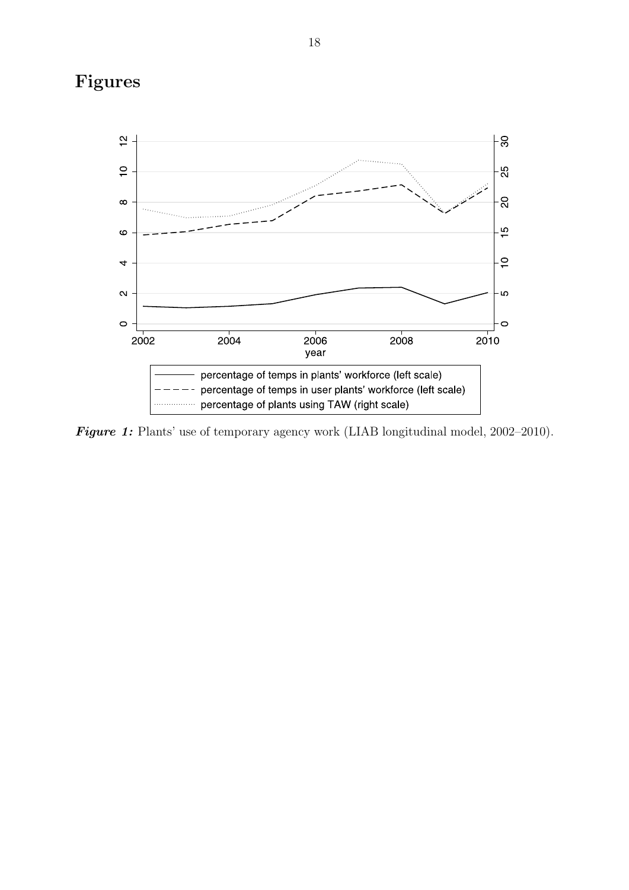# Figures

*Figure 1:* Plants' use of temporary agency work (LIAB longitudinal model, 2002–2010).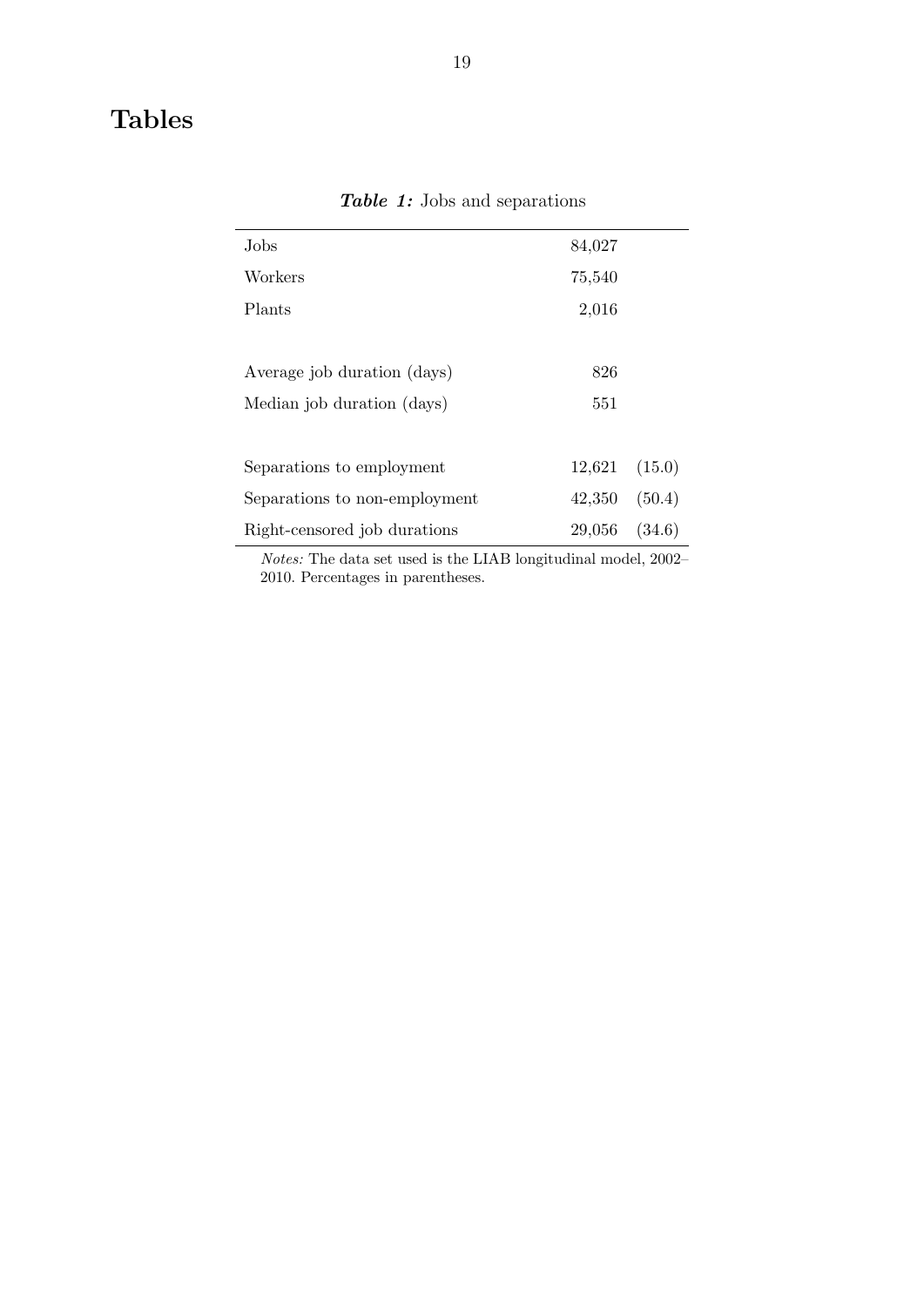# Tables

***Table 1:*** Jobs and separations

| | | |
|---|---|---|
| Jobs | 84,027 | |
| Workers | 75,540 | |
| Plants | 2,016 | |
| | | |
| Average job duration (days) | 826 | |
| Median job duration (days) | 551 | |
| | | |
| Separations to employment | 12,621 | (15.0) |
| Separations to non-employment | 42,350 | (50.4) |
| Right-censored job durations | 29,056 | (34.6) |

*Notes:* The data set used is the LIAB longitudinal model, 2002–2010. Percentages in parentheses.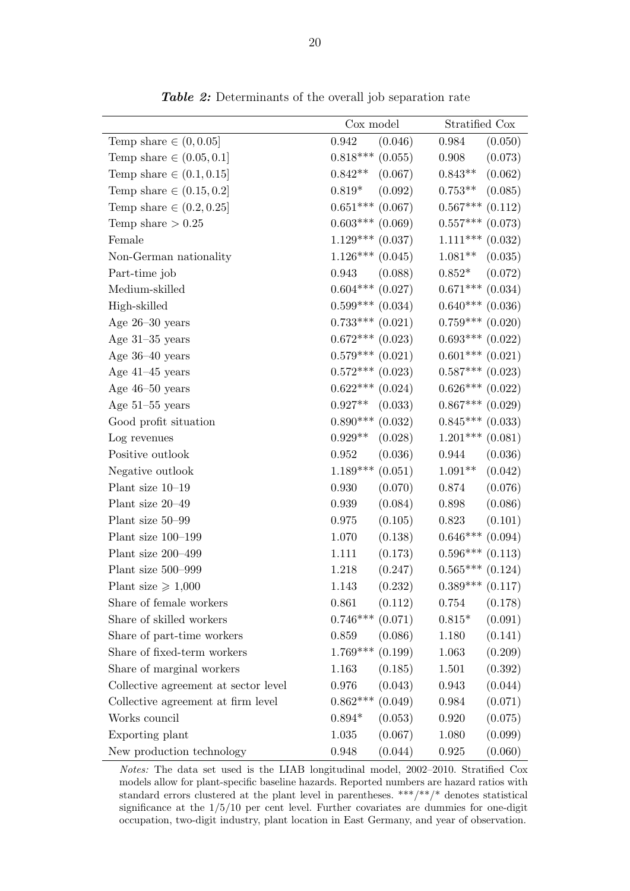***Table 2:*** Determinants of the overall job separation rate

| | Cox model | | Stratified Cox | |
|---|---|---|---|---|
| Temp share $\in (0, 0.05]$ | 0.942 | (0.046) | 0.984 | (0.050) |
| Temp share $\in (0.05, 0.1]$ | 0.818*** | (0.055) | 0.908 | (0.073) |
| Temp share $\in (0.1, 0.15]$ | 0.842** | (0.067) | 0.843** | (0.062) |
| Temp share $\in (0.15, 0.2]$ | 0.819* | (0.092) | 0.753** | (0.085) |
| Temp share $\in (0.2, 0.25]$ | 0.651*** | (0.067) | 0.567*** | (0.112) |
| Temp share $> 0.25$ | 0.603*** | (0.069) | 0.557*** | (0.073) |
| Female | 1.129*** | (0.037) | 1.111*** | (0.032) |
| Non-German nationality | 1.126*** | (0.045) | 1.081** | (0.035) |
| Part-time job | 0.943 | (0.088) | 0.852* | (0.072) |
| Medium-skilled | 0.604*** | (0.027) | 0.671*** | (0.034) |
| High-skilled | 0.599*** | (0.034) | 0.640*** | (0.036) |
| Age 26–30 years | 0.733*** | (0.021) | 0.759*** | (0.020) |
| Age 31–35 years | 0.672*** | (0.023) | 0.693*** | (0.022) |
| Age 36–40 years | 0.579*** | (0.021) | 0.601*** | (0.021) |
| Age 41–45 years | 0.572*** | (0.023) | 0.587*** | (0.023) |
| Age 46–50 years | 0.622*** | (0.024) | 0.626*** | (0.022) |
| Age 51–55 years | 0.927** | (0.033) | 0.867*** | (0.029) |
| Good profit situation | 0.890*** | (0.032) | 0.845*** | (0.033) |
| Log revenues | 0.929** | (0.028) | 1.201*** | (0.081) |
| Positive outlook | 0.952 | (0.036) | 0.944 | (0.036) |
| Negative outlook | 1.189*** | (0.051) | 1.091** | (0.042) |
| Plant size 10–19 | 0.930 | (0.070) | 0.874 | (0.076) |
| Plant size 20–49 | 0.939 | (0.084) | 0.898 | (0.086) |
| Plant size 50–99 | 0.975 | (0.105) | 0.823 | (0.101) |
| Plant size 100–199 | 1.070 | (0.138) | 0.646*** | (0.094) |
| Plant size 200–499 | 1.111 | (0.173) | 0.596*** | (0.113) |
| Plant size 500–999 | 1.218 | (0.247) | 0.565*** | (0.124) |
| Plant size $\geqslant 1{,}000$ | 1.143 | (0.232) | 0.389*** | (0.117) |
| Share of female workers | 0.861 | (0.112) | 0.754 | (0.178) |
| Share of skilled workers | 0.746*** | (0.071) | 0.815* | (0.091) |
| Share of part-time workers | 0.859 | (0.086) | 1.180 | (0.141) |
| Share of fixed-term workers | 1.769*** | (0.199) | 1.063 | (0.209) |
| Share of marginal workers | 1.163 | (0.185) | 1.501 | (0.392) |
| Collective agreement at sector level | 0.976 | (0.043) | 0.943 | (0.044) |
| Collective agreement at firm level | 0.862*** | (0.049) | 0.984 | (0.071) |
| Works council | 0.894* | (0.053) | 0.920 | (0.075) |
| Exporting plant | 1.035 | (0.067) | 1.080 | (0.099) |
| New production technology | 0.948 | (0.044) | 0.925 | (0.060) |

*Notes:* The data set used is the LIAB longitudinal model, 2002–2010. Stratified Cox models allow for plant-specific baseline hazards. Reported numbers are hazard ratios with standard errors clustered at the plant level in parentheses. ***/**/* denotes statistical significance at the 1/5/10 per cent level. Further covariates are dummies for one-digit occupation, two-digit industry, plant location in East Germany, and year of observation.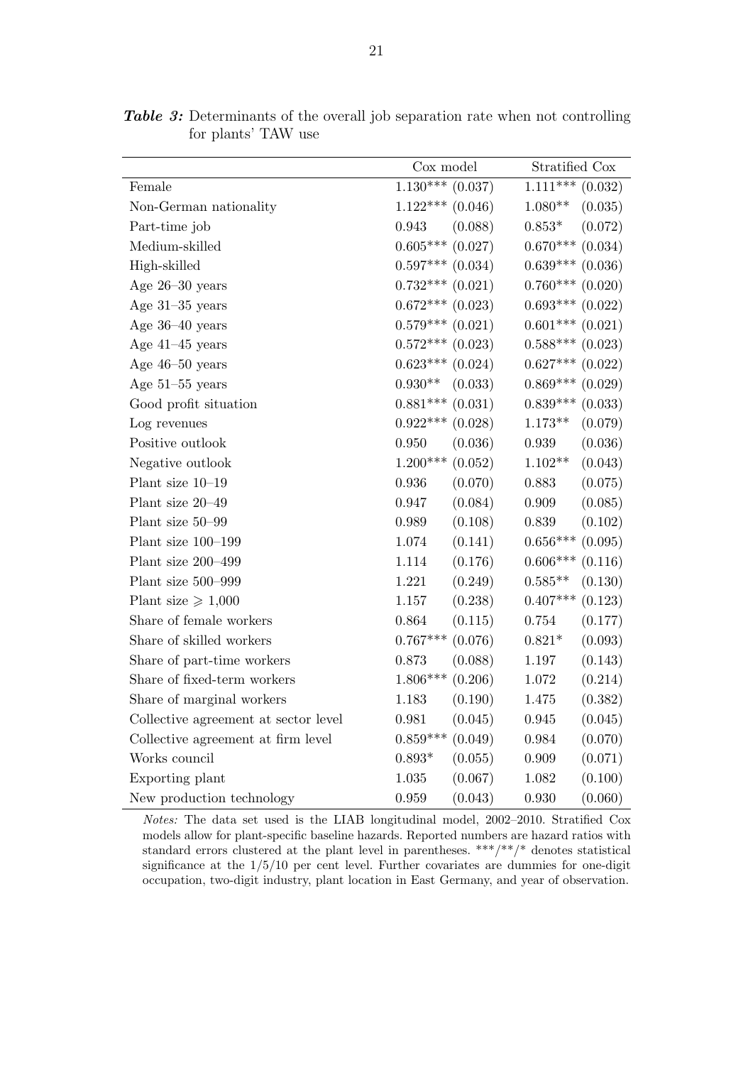***Table 3:*** Determinants of the overall job separation rate when not controlling for plants' TAW use

| | Cox model | | Stratified Cox | |
|---|---|---|---|---|
| Female | 1.130*** | (0.037) | 1.111*** | (0.032) |
| Non-German nationality | 1.122*** | (0.046) | 1.080** | (0.035) |
| Part-time job | 0.943 | (0.088) | 0.853* | (0.072) |
| Medium-skilled | 0.605*** | (0.027) | 0.670*** | (0.034) |
| High-skilled | 0.597*** | (0.034) | 0.639*** | (0.036) |
| Age 26–30 years | 0.732*** | (0.021) | 0.760*** | (0.020) |
| Age 31–35 years | 0.672*** | (0.023) | 0.693*** | (0.022) |
| Age 36–40 years | 0.579*** | (0.021) | 0.601*** | (0.021) |
| Age 41–45 years | 0.572*** | (0.023) | 0.588*** | (0.023) |
| Age 46–50 years | 0.623*** | (0.024) | 0.627*** | (0.022) |
| Age 51–55 years | 0.930** | (0.033) | 0.869*** | (0.029) |
| Good profit situation | 0.881*** | (0.031) | 0.839*** | (0.033) |
| Log revenues | 0.922*** | (0.028) | 1.173** | (0.079) |
| Positive outlook | 0.950 | (0.036) | 0.939 | (0.036) |
| Negative outlook | 1.200*** | (0.052) | 1.102** | (0.043) |
| Plant size 10–19 | 0.936 | (0.070) | 0.883 | (0.075) |
| Plant size 20–49 | 0.947 | (0.084) | 0.909 | (0.085) |
| Plant size 50–99 | 0.989 | (0.108) | 0.839 | (0.102) |
| Plant size 100–199 | 1.074 | (0.141) | 0.656*** | (0.095) |
| Plant size 200–499 | 1.114 | (0.176) | 0.606*** | (0.116) |
| Plant size 500–999 | 1.221 | (0.249) | 0.585** | (0.130) |
| Plant size $\geqslant 1{,}000$ | 1.157 | (0.238) | 0.407*** | (0.123) |
| Share of female workers | 0.864 | (0.115) | 0.754 | (0.177) |
| Share of skilled workers | 0.767*** | (0.076) | 0.821* | (0.093) |
| Share of part-time workers | 0.873 | (0.088) | 1.197 | (0.143) |
| Share of fixed-term workers | 1.806*** | (0.206) | 1.072 | (0.214) |
| Share of marginal workers | 1.183 | (0.190) | 1.475 | (0.382) |
| Collective agreement at sector level | 0.981 | (0.045) | 0.945 | (0.045) |
| Collective agreement at firm level | 0.859*** | (0.049) | 0.984 | (0.070) |
| Works council | 0.893* | (0.055) | 0.909 | (0.071) |
| Exporting plant | 1.035 | (0.067) | 1.082 | (0.100) |
| New production technology | 0.959 | (0.043) | 0.930 | (0.060) |

*Notes:* The data set used is the LIAB longitudinal model, 2002–2010. Stratified Cox models allow for plant-specific baseline hazards. Reported numbers are hazard ratios with standard errors clustered at the plant level in parentheses. ***/**/* denotes statistical significance at the 1/5/10 per cent level. Further covariates are dummies for one-digit occupation, two-digit industry, plant location in East Germany, and year of observation.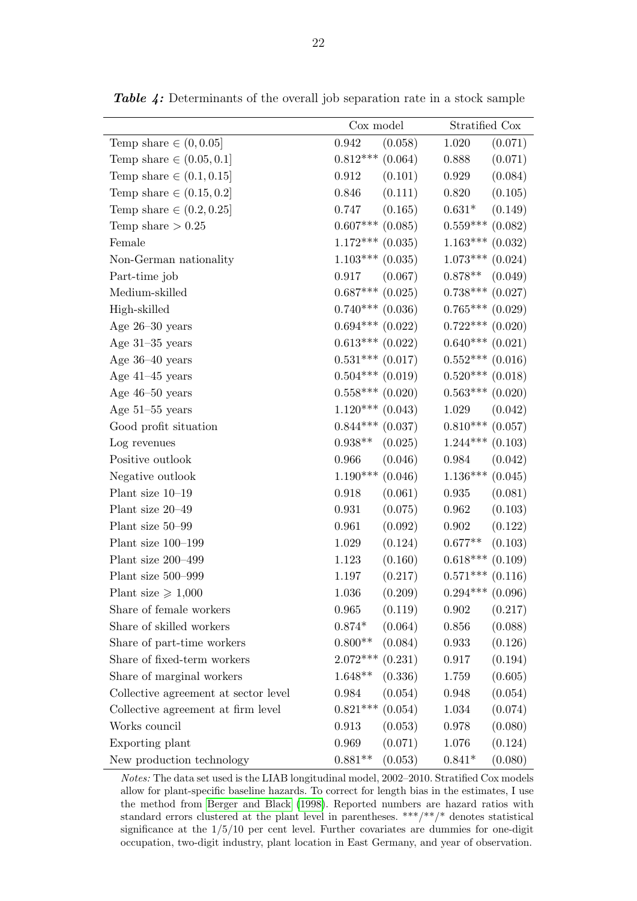**Table 4:** Determinants of the overall job separation rate in a stock sample

| | Cox model | | Stratified Cox | |
|---|---|---|---|---|
| Temp share $\in (0, 0.05]$ | 0.942 | (0.058) | 1.020 | (0.071) |
| Temp share $\in (0.05, 0.1]$ | 0.812*** | (0.064) | 0.888 | (0.071) |
| Temp share $\in (0.1, 0.15]$ | 0.912 | (0.101) | 0.929 | (0.084) |
| Temp share $\in (0.15, 0.2]$ | 0.846 | (0.111) | 0.820 | (0.105) |
| Temp share $\in (0.2, 0.25]$ | 0.747 | (0.165) | 0.631* | (0.149) |
| Temp share $> 0.25$ | 0.607*** | (0.085) | 0.559*** | (0.082) |
| Female | 1.172*** | (0.035) | 1.163*** | (0.032) |
| Non-German nationality | 1.103*** | (0.035) | 1.073*** | (0.024) |
| Part-time job | 0.917 | (0.067) | 0.878** | (0.049) |
| Medium-skilled | 0.687*** | (0.025) | 0.738*** | (0.027) |
| High-skilled | 0.740*** | (0.036) | 0.765*** | (0.029) |
| Age 26–30 years | 0.694*** | (0.022) | 0.722*** | (0.020) |
| Age 31–35 years | 0.613*** | (0.022) | 0.640*** | (0.021) |
| Age 36–40 years | 0.531*** | (0.017) | 0.552*** | (0.016) |
| Age 41–45 years | 0.504*** | (0.019) | 0.520*** | (0.018) |
| Age 46–50 years | 0.558*** | (0.020) | 0.563*** | (0.020) |
| Age 51–55 years | 1.120*** | (0.043) | 1.029 | (0.042) |
| Good profit situation | 0.844*** | (0.037) | 0.810*** | (0.057) |
| Log revenues | 0.938** | (0.025) | 1.244*** | (0.103) |
| Positive outlook | 0.966 | (0.046) | 0.984 | (0.042) |
| Negative outlook | 1.190*** | (0.046) | 1.136*** | (0.045) |
| Plant size 10–19 | 0.918 | (0.061) | 0.935 | (0.081) |
| Plant size 20–49 | 0.931 | (0.075) | 0.962 | (0.103) |
| Plant size 50–99 | 0.961 | (0.092) | 0.902 | (0.122) |
| Plant size 100–199 | 1.029 | (0.124) | 0.677** | (0.103) |
| Plant size 200–499 | 1.123 | (0.160) | 0.618*** | (0.109) |
| Plant size 500–999 | 1.197 | (0.217) | 0.571*** | (0.116) |
| Plant size $\geqslant 1{,}000$ | 1.036 | (0.209) | 0.294*** | (0.096) |
| Share of female workers | 0.965 | (0.119) | 0.902 | (0.217) |
| Share of skilled workers | 0.874* | (0.064) | 0.856 | (0.088) |
| Share of part-time workers | 0.800** | (0.084) | 0.933 | (0.126) |
| Share of fixed-term workers | 2.072*** | (0.231) | 0.917 | (0.194) |
| Share of marginal workers | 1.648** | (0.336) | 1.759 | (0.605) |
| Collective agreement at sector level | 0.984 | (0.054) | 0.948 | (0.054) |
| Collective agreement at firm level | 0.821*** | (0.054) | 1.034 | (0.074) |
| Works council | 0.913 | (0.053) | 0.978 | (0.080) |
| Exporting plant | 0.969 | (0.071) | 1.076 | (0.124) |
| New production technology | 0.881** | (0.053) | 0.841* | (0.080) |

*Notes:* The data set used is the LIAB longitudinal model, 2002–2010. Stratified Cox models allow for plant-specific baseline hazards. To correct for length bias in the estimates, I use the method from Berger and Black (1998). Reported numbers are hazard ratios with standard errors clustered at the plant level in parentheses. ***/**/* denotes statistical significance at the 1/5/10 per cent level. Further covariates are dummies for one-digit occupation, two-digit industry, plant location in East Germany, and year of observation.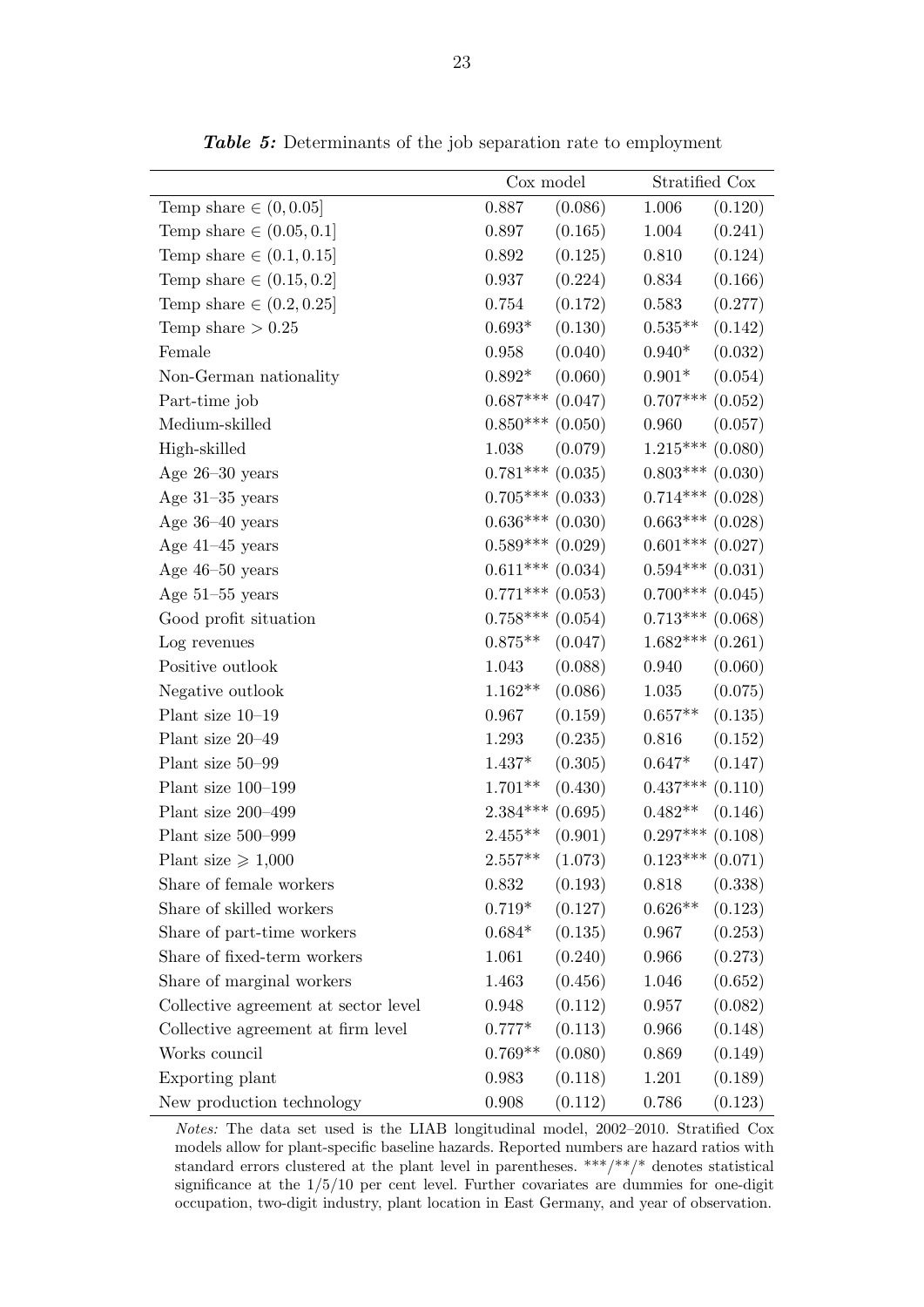***Table 5:*** Determinants of the job separation rate to employment

| | Cox model | | Stratified Cox | |
|---|---|---|---|---|
| Temp share $\in (0, 0.05]$ | 0.887 | (0.086) | 1.006 | (0.120) |
| Temp share $\in (0.05, 0.1]$ | 0.897 | (0.165) | 1.004 | (0.241) |
| Temp share $\in (0.1, 0.15]$ | 0.892 | (0.125) | 0.810 | (0.124) |
| Temp share $\in (0.15, 0.2]$ | 0.937 | (0.224) | 0.834 | (0.166) |
| Temp share $\in (0.2, 0.25]$ | 0.754 | (0.172) | 0.583 | (0.277) |
| Temp share $> 0.25$ | 0.693* | (0.130) | 0.535** | (0.142) |
| Female | 0.958 | (0.040) | 0.940* | (0.032) |
| Non-German nationality | 0.892* | (0.060) | 0.901* | (0.054) |
| Part-time job | 0.687*** | (0.047) | 0.707*** | (0.052) |
| Medium-skilled | 0.850*** | (0.050) | 0.960 | (0.057) |
| High-skilled | 1.038 | (0.079) | 1.215*** | (0.080) |
| Age 26–30 years | 0.781*** | (0.035) | 0.803*** | (0.030) |
| Age 31–35 years | 0.705*** | (0.033) | 0.714*** | (0.028) |
| Age 36–40 years | 0.636*** | (0.030) | 0.663*** | (0.028) |
| Age 41–45 years | 0.589*** | (0.029) | 0.601*** | (0.027) |
| Age 46–50 years | 0.611*** | (0.034) | 0.594*** | (0.031) |
| Age 51–55 years | 0.771*** | (0.053) | 0.700*** | (0.045) |
| Good profit situation | 0.758*** | (0.054) | 0.713*** | (0.068) |
| Log revenues | 0.875** | (0.047) | 1.682*** | (0.261) |
| Positive outlook | 1.043 | (0.088) | 0.940 | (0.060) |
| Negative outlook | 1.162** | (0.086) | 1.035 | (0.075) |
| Plant size 10–19 | 0.967 | (0.159) | 0.657** | (0.135) |
| Plant size 20–49 | 1.293 | (0.235) | 0.816 | (0.152) |
| Plant size 50–99 | 1.437* | (0.305) | 0.647* | (0.147) |
| Plant size 100–199 | 1.701** | (0.430) | 0.437*** | (0.110) |
| Plant size 200–499 | 2.384*** | (0.695) | 0.482** | (0.146) |
| Plant size 500–999 | 2.455** | (0.901) | 0.297*** | (0.108) |
| Plant size $\geqslant 1{,}000$ | 2.557** | (1.073) | 0.123*** | (0.071) |
| Share of female workers | 0.832 | (0.193) | 0.818 | (0.338) |
| Share of skilled workers | 0.719* | (0.127) | 0.626** | (0.123) |
| Share of part-time workers | 0.684* | (0.135) | 0.967 | (0.253) |
| Share of fixed-term workers | 1.061 | (0.240) | 0.966 | (0.273) |
| Share of marginal workers | 1.463 | (0.456) | 1.046 | (0.652) |
| Collective agreement at sector level | 0.948 | (0.112) | 0.957 | (0.082) |
| Collective agreement at firm level | 0.777* | (0.113) | 0.966 | (0.148) |
| Works council | 0.769** | (0.080) | 0.869 | (0.149) |
| Exporting plant | 0.983 | (0.118) | 1.201 | (0.189) |
| New production technology | 0.908 | (0.112) | 0.786 | (0.123) |

*Notes:* The data set used is the LIAB longitudinal model, 2002–2010. Stratified Cox models allow for plant-specific baseline hazards. Reported numbers are hazard ratios with standard errors clustered at the plant level in parentheses. \*\*\*/\*\*/\* denotes statistical significance at the 1/5/10 per cent level. Further covariates are dummies for one-digit occupation, two-digit industry, plant location in East Germany, and year of observation.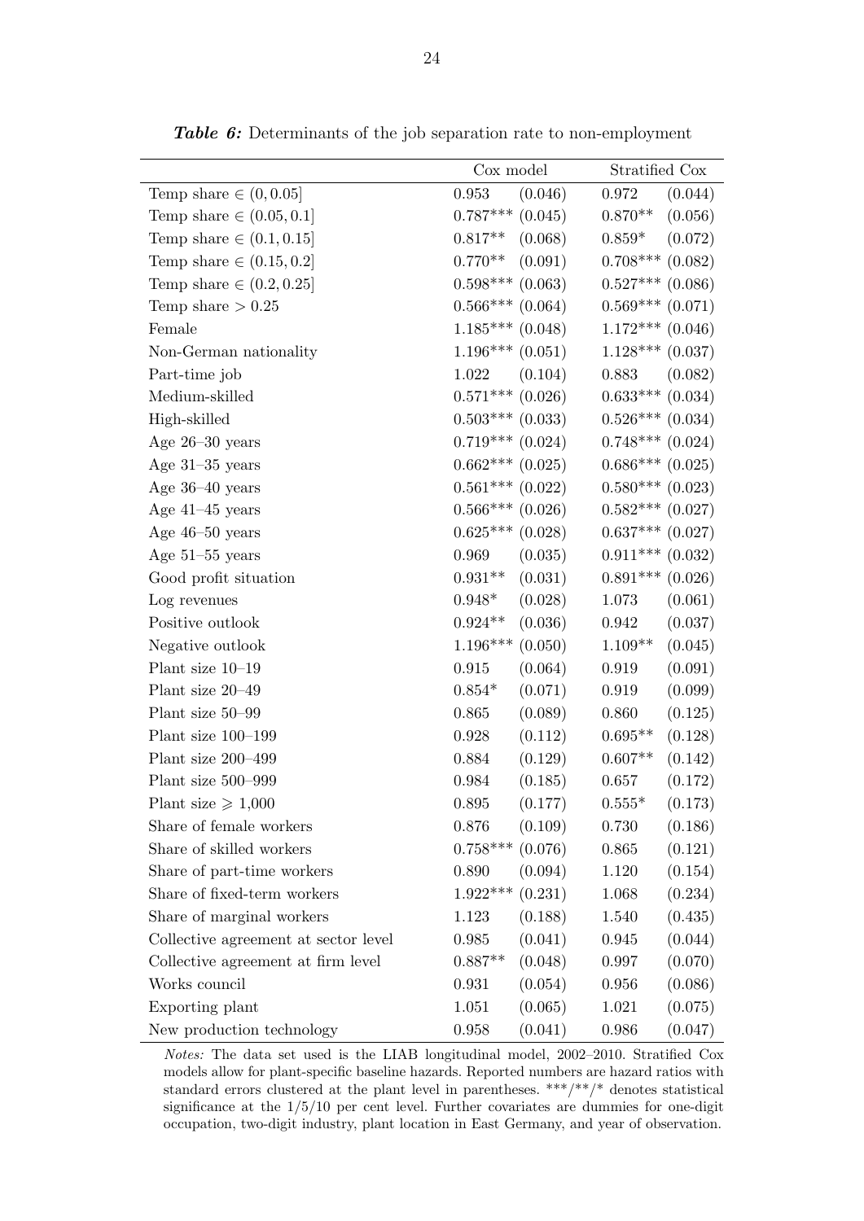***Table 6:*** Determinants of the job separation rate to non-employment

| | Cox model | | Stratified Cox | |
|---|---|---|---|---|
| Temp share $\in (0, 0.05]$ | 0.953 | (0.046) | 0.972 | (0.044) |
| Temp share $\in (0.05, 0.1]$ | 0.787*** | (0.045) | 0.870** | (0.056) |
| Temp share $\in (0.1, 0.15]$ | 0.817** | (0.068) | 0.859* | (0.072) |
| Temp share $\in (0.15, 0.2]$ | 0.770** | (0.091) | 0.708*** | (0.082) |
| Temp share $\in (0.2, 0.25]$ | 0.598*** | (0.063) | 0.527*** | (0.086) |
| Temp share $> 0.25$ | 0.566*** | (0.064) | 0.569*** | (0.071) |
| Female | 1.185*** | (0.048) | 1.172*** | (0.046) |
| Non-German nationality | 1.196*** | (0.051) | 1.128*** | (0.037) |
| Part-time job | 1.022 | (0.104) | 0.883 | (0.082) |
| Medium-skilled | 0.571*** | (0.026) | 0.633*** | (0.034) |
| High-skilled | 0.503*** | (0.033) | 0.526*** | (0.034) |
| Age 26–30 years | 0.719*** | (0.024) | 0.748*** | (0.024) |
| Age 31–35 years | 0.662*** | (0.025) | 0.686*** | (0.025) |
| Age 36–40 years | 0.561*** | (0.022) | 0.580*** | (0.023) |
| Age 41–45 years | 0.566*** | (0.026) | 0.582*** | (0.027) |
| Age 46–50 years | 0.625*** | (0.028) | 0.637*** | (0.027) |
| Age 51–55 years | 0.969 | (0.035) | 0.911*** | (0.032) |
| Good profit situation | 0.931** | (0.031) | 0.891*** | (0.026) |
| Log revenues | 0.948* | (0.028) | 1.073 | (0.061) |
| Positive outlook | 0.924** | (0.036) | 0.942 | (0.037) |
| Negative outlook | 1.196*** | (0.050) | 1.109** | (0.045) |
| Plant size 10–19 | 0.915 | (0.064) | 0.919 | (0.091) |
| Plant size 20–49 | 0.854* | (0.071) | 0.919 | (0.099) |
| Plant size 50–99 | 0.865 | (0.089) | 0.860 | (0.125) |
| Plant size 100–199 | 0.928 | (0.112) | 0.695** | (0.128) |
| Plant size 200–499 | 0.884 | (0.129) | 0.607** | (0.142) |
| Plant size 500–999 | 0.984 | (0.185) | 0.657 | (0.172) |
| Plant size $\geqslant 1{,}000$ | 0.895 | (0.177) | 0.555* | (0.173) |
| Share of female workers | 0.876 | (0.109) | 0.730 | (0.186) |
| Share of skilled workers | 0.758*** | (0.076) | 0.865 | (0.121) |
| Share of part-time workers | 0.890 | (0.094) | 1.120 | (0.154) |
| Share of fixed-term workers | 1.922*** | (0.231) | 1.068 | (0.234) |
| Share of marginal workers | 1.123 | (0.188) | 1.540 | (0.435) |
| Collective agreement at sector level | 0.985 | (0.041) | 0.945 | (0.044) |
| Collective agreement at firm level | 0.887** | (0.048) | 0.997 | (0.070) |
| Works council | 0.931 | (0.054) | 0.956 | (0.086) |
| Exporting plant | 1.051 | (0.065) | 1.021 | (0.075) |
| New production technology | 0.958 | (0.041) | 0.986 | (0.047) |

*Notes:* The data set used is the LIAB longitudinal model, 2002–2010. Stratified Cox models allow for plant-specific baseline hazards. Reported numbers are hazard ratios with standard errors clustered at the plant level in parentheses. ***/**/* denotes statistical significance at the 1/5/10 per cent level. Further covariates are dummies for one-digit occupation, two-digit industry, plant location in East Germany, and year of observation.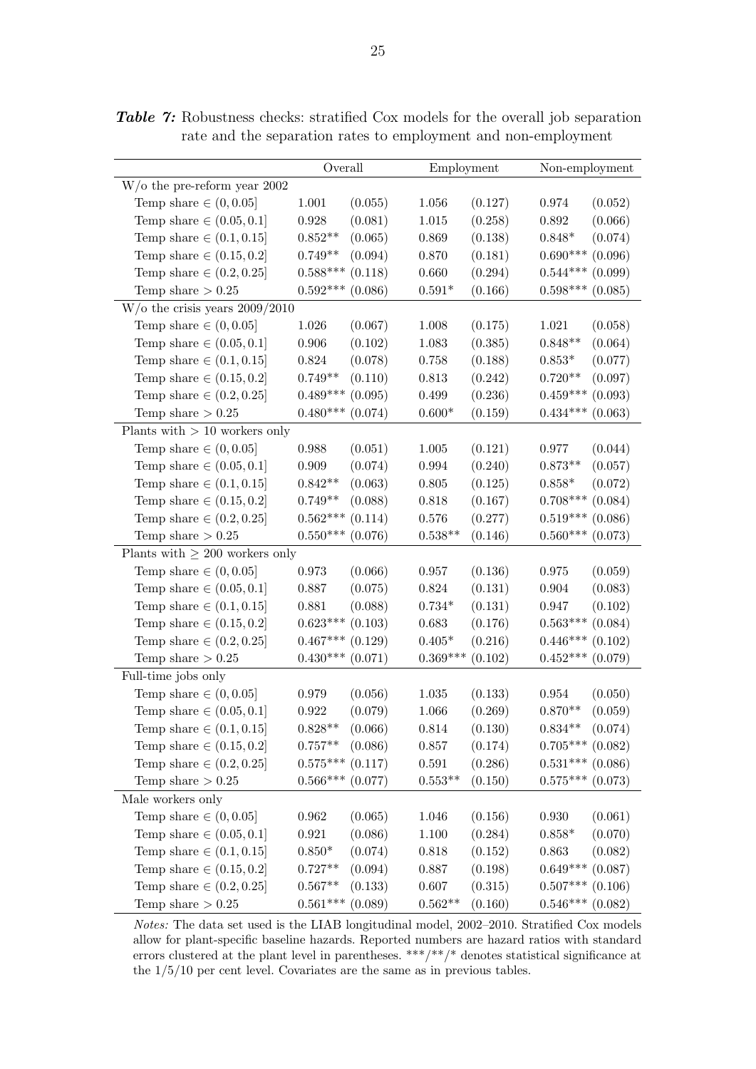***Table 7:*** Robustness checks: stratified Cox models for the overall job separation rate and the separation rates to employment and non-employment

| | Overall | | Employment | | Non-employment | |
|---|---|---|---|---|---|---|
| W/o the pre-reform year 2002 | | | | | | |
| Temp share $\in (0, 0.05]$ | 1.001 | (0.055) | 1.056 | (0.127) | 0.974 | (0.052) |
| Temp share $\in (0.05, 0.1]$ | 0.928 | (0.081) | 1.015 | (0.258) | 0.892 | (0.066) |
| Temp share $\in (0.1, 0.15]$ | 0.852** | (0.065) | 0.869 | (0.138) | 0.848* | (0.074) |
| Temp share $\in (0.15, 0.2]$ | 0.749** | (0.094) | 0.870 | (0.181) | 0.690*** | (0.096) |
| Temp share $\in (0.2, 0.25]$ | 0.588*** | (0.118) | 0.660 | (0.294) | 0.544*** | (0.099) |
| Temp share $> 0.25$ | 0.592*** | (0.086) | 0.591* | (0.166) | 0.598*** | (0.085) |
| W/o the crisis years 2009/2010 | | | | | | |
| Temp share $\in (0, 0.05]$ | 1.026 | (0.067) | 1.008 | (0.175) | 1.021 | (0.058) |
| Temp share $\in (0.05, 0.1]$ | 0.906 | (0.102) | 1.083 | (0.385) | 0.848** | (0.064) |
| Temp share $\in (0.1, 0.15]$ | 0.824 | (0.078) | 0.758 | (0.188) | 0.853* | (0.077) |
| Temp share $\in (0.15, 0.2]$ | 0.749** | (0.110) | 0.813 | (0.242) | 0.720** | (0.097) |
| Temp share $\in (0.2, 0.25]$ | 0.489*** | (0.095) | 0.499 | (0.236) | 0.459*** | (0.093) |
| Temp share $> 0.25$ | 0.480*** | (0.074) | 0.600* | (0.159) | 0.434*** | (0.063) |
| Plants with $> 10$ workers only | | | | | | |
| Temp share $\in (0, 0.05]$ | 0.988 | (0.051) | 1.005 | (0.121) | 0.977 | (0.044) |
| Temp share $\in (0.05, 0.1]$ | 0.909 | (0.074) | 0.994 | (0.240) | 0.873** | (0.057) |
| Temp share $\in (0.1, 0.15]$ | 0.842** | (0.063) | 0.805 | (0.125) | 0.858* | (0.072) |
| Temp share $\in (0.15, 0.2]$ | 0.749** | (0.088) | 0.818 | (0.167) | 0.708*** | (0.084) |
| Temp share $\in (0.2, 0.25]$ | 0.562*** | (0.114) | 0.576 | (0.277) | 0.519*** | (0.086) |
| Temp share $> 0.25$ | 0.550*** | (0.076) | 0.538** | (0.146) | 0.560*** | (0.073) |
| Plants with $\geq 200$ workers only | | | | | | |
| Temp share $\in (0, 0.05]$ | 0.973 | (0.066) | 0.957 | (0.136) | 0.975 | (0.059) |
| Temp share $\in (0.05, 0.1]$ | 0.887 | (0.075) | 0.824 | (0.131) | 0.904 | (0.083) |
| Temp share $\in (0.1, 0.15]$ | 0.881 | (0.088) | 0.734* | (0.131) | 0.947 | (0.102) |
| Temp share $\in (0.15, 0.2]$ | 0.623*** | (0.103) | 0.683 | (0.176) | 0.563*** | (0.084) |
| Temp share $\in (0.2, 0.25]$ | 0.467*** | (0.129) | 0.405* | (0.216) | 0.446*** | (0.102) |
| Temp share $> 0.25$ | 0.430*** | (0.071) | 0.369*** | (0.102) | 0.452*** | (0.079) |
| Full-time jobs only | | | | | | |
| Temp share $\in (0, 0.05]$ | 0.979 | (0.056) | 1.035 | (0.133) | 0.954 | (0.050) |
| Temp share $\in (0.05, 0.1]$ | 0.922 | (0.079) | 1.066 | (0.269) | 0.870** | (0.059) |
| Temp share $\in (0.1, 0.15]$ | 0.828** | (0.066) | 0.814 | (0.130) | 0.834** | (0.074) |
| Temp share $\in (0.15, 0.2]$ | 0.757** | (0.086) | 0.857 | (0.174) | 0.705*** | (0.082) |
| Temp share $\in (0.2, 0.25]$ | 0.575*** | (0.117) | 0.591 | (0.286) | 0.531*** | (0.086) |
| Temp share $> 0.25$ | 0.566*** | (0.077) | 0.553** | (0.150) | 0.575*** | (0.073) |
| Male workers only | | | | | | |
| Temp share $\in (0, 0.05]$ | 0.962 | (0.065) | 1.046 | (0.156) | 0.930 | (0.061) |
| Temp share $\in (0.05, 0.1]$ | 0.921 | (0.086) | 1.100 | (0.284) | 0.858* | (0.070) |
| Temp share $\in (0.1, 0.15]$ | 0.850* | (0.074) | 0.818 | (0.152) | 0.863 | (0.082) |
| Temp share $\in (0.15, 0.2]$ | 0.727** | (0.094) | 0.887 | (0.198) | 0.649*** | (0.087) |
| Temp share $\in (0.2, 0.25]$ | 0.567** | (0.133) | 0.607 | (0.315) | 0.507*** | (0.106) |
| Temp share $> 0.25$ | 0.561*** | (0.089) | 0.562** | (0.160) | 0.546*** | (0.082) |

*Notes:* The data set used is the LIAB longitudinal model, 2002–2010. Stratified Cox models allow for plant-specific baseline hazards. Reported numbers are hazard ratios with standard errors clustered at the plant level in parentheses. ***/**/* denotes statistical significance at the 1/5/10 per cent level. Covariates are the same as in previous tables.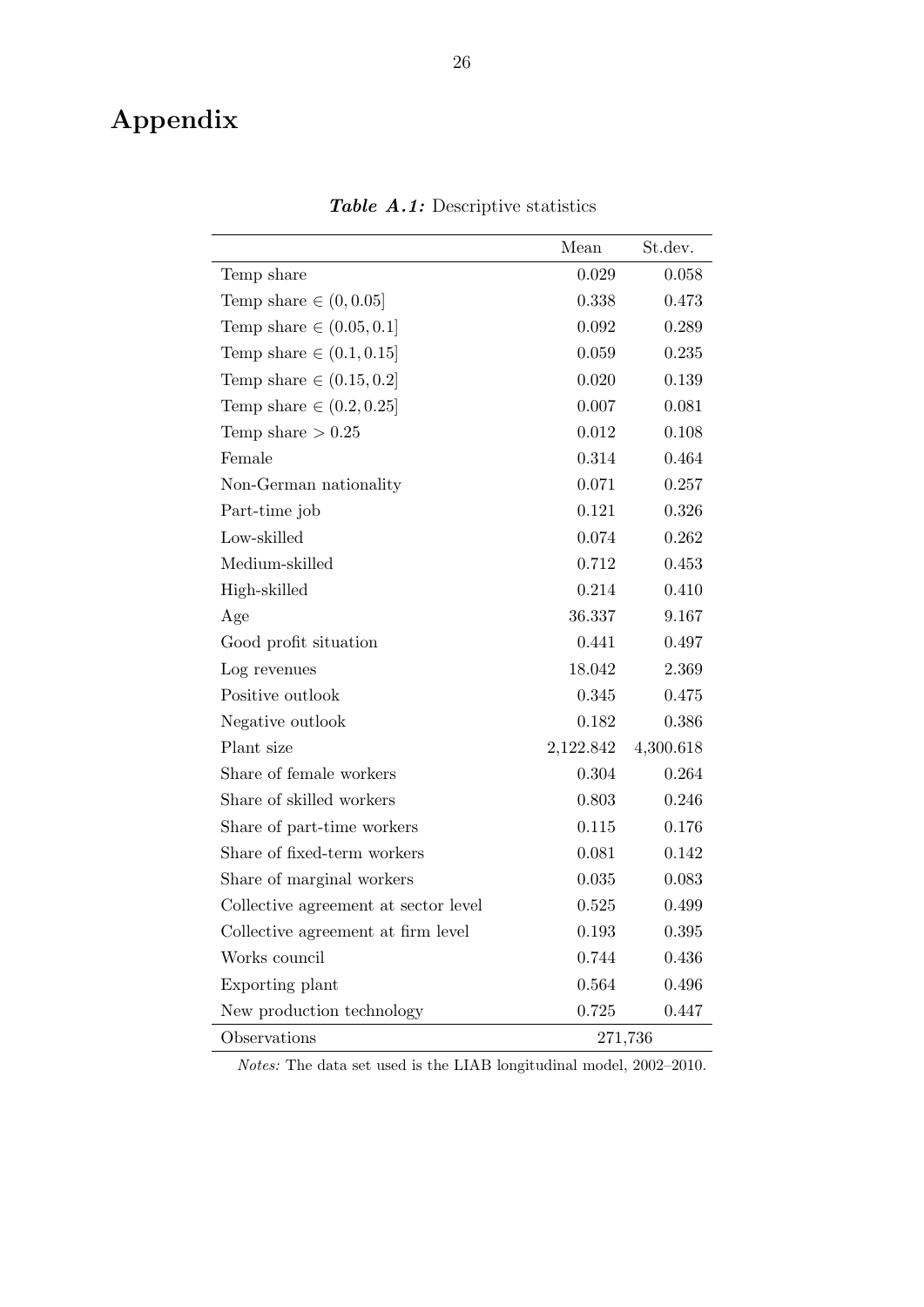# Appendix

***Table A.1:*** Descriptive statistics

| | Mean | St.dev. |
|---|---|---|
| Temp share | 0.029 | 0.058 |
| Temp share $\in (0, 0.05]$ | 0.338 | 0.473 |
| Temp share $\in (0.05, 0.1]$ | 0.092 | 0.289 |
| Temp share $\in (0.1, 0.15]$ | 0.059 | 0.235 |
| Temp share $\in (0.15, 0.2]$ | 0.020 | 0.139 |
| Temp share $\in (0.2, 0.25]$ | 0.007 | 0.081 |
| Temp share $> 0.25$ | 0.012 | 0.108 |
| Female | 0.314 | 0.464 |
| Non-German nationality | 0.071 | 0.257 |
| Part-time job | 0.121 | 0.326 |
| Low-skilled | 0.074 | 0.262 |
| Medium-skilled | 0.712 | 0.453 |
| High-skilled | 0.214 | 0.410 |
| Age | 36.337 | 9.167 |
| Good profit situation | 0.441 | 0.497 |
| Log revenues | 18.042 | 2.369 |
| Positive outlook | 0.345 | 0.475 |
| Negative outlook | 0.182 | 0.386 |
| Plant size | 2,122.842 | 4,300.618 |
| Share of female workers | 0.304 | 0.264 |
| Share of skilled workers | 0.803 | 0.246 |
| Share of part-time workers | 0.115 | 0.176 |
| Share of fixed-term workers | 0.081 | 0.142 |
| Share of marginal workers | 0.035 | 0.083 |
| Collective agreement at sector level | 0.525 | 0.499 |
| Collective agreement at firm level | 0.193 | 0.395 |
| Works council | 0.744 | 0.436 |
| Exporting plant | 0.564 | 0.496 |
| New production technology | 0.725 | 0.447 |
| Observations | 271,736 | |

*Notes:* The data set used is the LIAB longitudinal model, 2002–2010.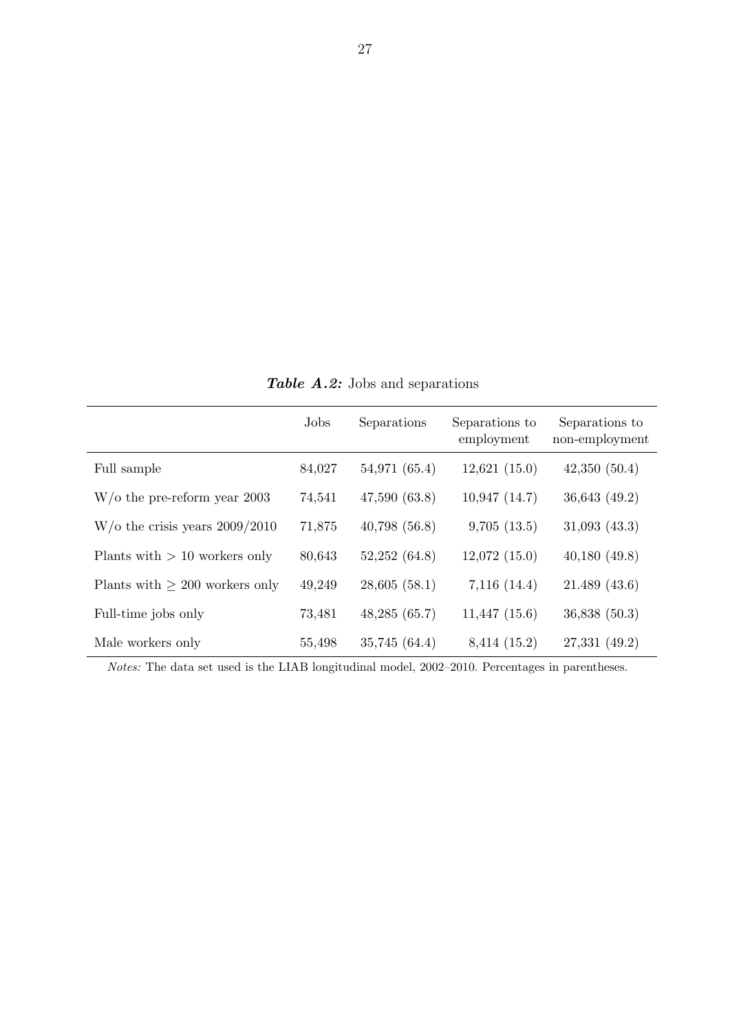***Table A.2:*** Jobs and separations

| | Jobs | Separations | Separations to employment | Separations to non-employment |
|---|---|---|---|---|
| Full sample | 84,027 | 54,971 (65.4) | 12,621 (15.0) | 42,350 (50.4) |
| W/o the pre-reform year 2003 | 74,541 | 47,590 (63.8) | 10,947 (14.7) | 36,643 (49.2) |
| W/o the crisis years 2009/2010 | 71,875 | 40,798 (56.8) | 9,705 (13.5) | 31,093 (43.3) |
| Plants with $> 10$ workers only | 80,643 | 52,252 (64.8) | 12,072 (15.0) | 40,180 (49.8) |
| Plants with $\geq 200$ workers only | 49,249 | 28,605 (58.1) | 7,116 (14.4) | 21.489 (43.6) |
| Full-time jobs only | 73,481 | 48,285 (65.7) | 11,447 (15.6) | 36,838 (50.3) |
| Male workers only | 55,498 | 35,745 (64.4) | 8,414 (15.2) | 27,331 (49.2) |

*Notes:* The data set used is the LIAB longitudinal model, 2002–2010. Percentages in parentheses.